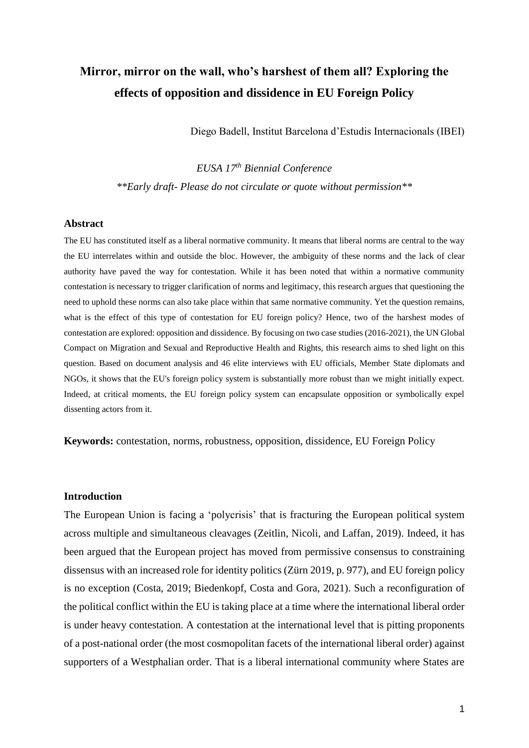# Mirror, mirror on the wall, who's harshest of them all? Exploring the effects of opposition and dissidence in EU Foreign Policy

Diego Badell, Institut Barcelona d'Estudis Internacionals (IBEI)

*EUSA 17$^{th}$ Biennial Conference*

*\*\*Early draft- Please do not circulate or quote without permission\*\**

## Abstract

The EU has constituted itself as a liberal normative community. It means that liberal norms are central to the way the EU interrelates within and outside the bloc. However, the ambiguity of these norms and the lack of clear authority have paved the way for contestation. While it has been noted that within a normative community contestation is necessary to trigger clarification of norms and legitimacy, this research argues that questioning the need to uphold these norms can also take place within that same normative community. Yet the question remains, what is the effect of this type of contestation for EU foreign policy? Hence, two of the harshest modes of contestation are explored: opposition and dissidence. By focusing on two case studies (2016-2021), the UN Global Compact on Migration and Sexual and Reproductive Health and Rights, this research aims to shed light on this question. Based on document analysis and 46 elite interviews with EU officials, Member State diplomats and NGOs, it shows that the EU's foreign policy system is substantially more robust than we might initially expect. Indeed, at critical moments, the EU foreign policy system can encapsulate opposition or symbolically expel dissenting actors from it.

**Keywords:** contestation, norms, robustness, opposition, dissidence, EU Foreign Policy

## Introduction

The European Union is facing a 'polycrisis' that is fracturing the European political system across multiple and simultaneous cleavages (Zeitlin, Nicoli, and Laffan, 2019). Indeed, it has been argued that the European project has moved from permissive consensus to constraining dissensus with an increased role for identity politics (Zürn 2019, p. 977), and EU foreign policy is no exception (Costa, 2019; Biedenkopf, Costa and Gora, 2021). Such a reconfiguration of the political conflict within the EU is taking place at a time where the international liberal order is under heavy contestation. A contestation at the international level that is pitting proponents of a post-national order (the most cosmopolitan facets of the international liberal order) against supporters of a Westphalian order. That is a liberal international community where States are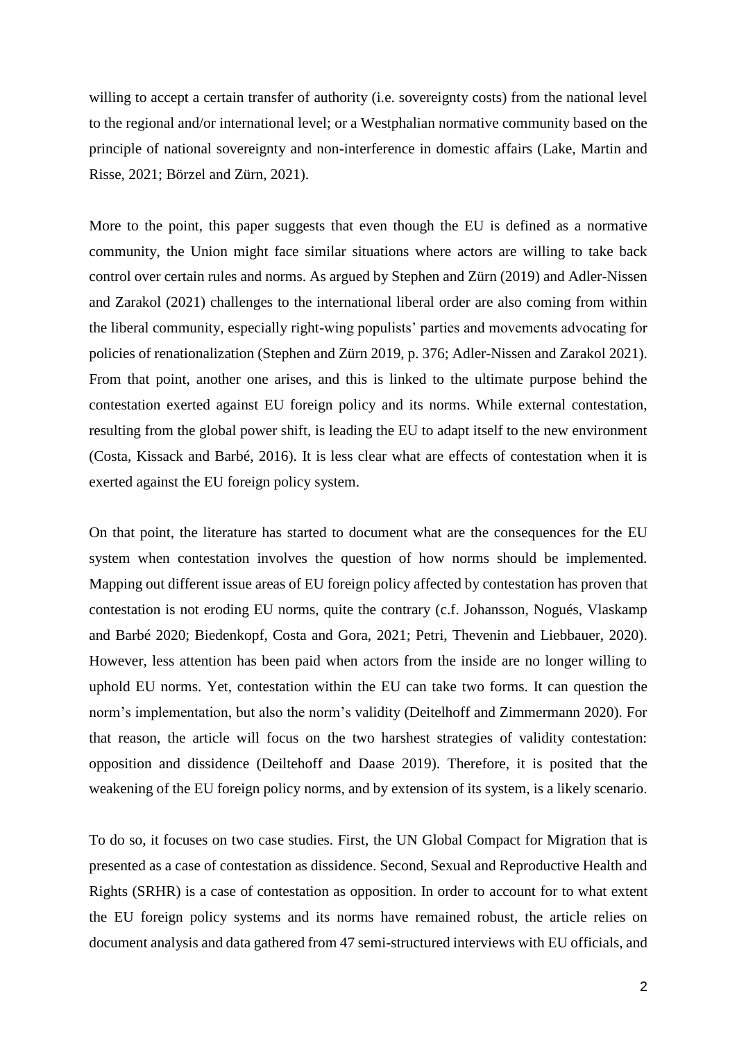willing to accept a certain transfer of authority (i.e. sovereignty costs) from the national level to the regional and/or international level; or a Westphalian normative community based on the principle of national sovereignty and non-interference in domestic affairs (Lake, Martin and Risse, 2021; Börzel and Zürn, 2021).

More to the point, this paper suggests that even though the EU is defined as a normative community, the Union might face similar situations where actors are willing to take back control over certain rules and norms. As argued by Stephen and Zürn (2019) and Adler-Nissen and Zarakol (2021) challenges to the international liberal order are also coming from within the liberal community, especially right-wing populists' parties and movements advocating for policies of renationalization (Stephen and Zürn 2019, p. 376; Adler-Nissen and Zarakol 2021). From that point, another one arises, and this is linked to the ultimate purpose behind the contestation exerted against EU foreign policy and its norms. While external contestation, resulting from the global power shift, is leading the EU to adapt itself to the new environment (Costa, Kissack and Barbé, 2016). It is less clear what are effects of contestation when it is exerted against the EU foreign policy system.

On that point, the literature has started to document what are the consequences for the EU system when contestation involves the question of how norms should be implemented. Mapping out different issue areas of EU foreign policy affected by contestation has proven that contestation is not eroding EU norms, quite the contrary (c.f. Johansson, Nogués, Vlaskamp and Barbé 2020; Biedenkopf, Costa and Gora, 2021; Petri, Thevenin and Liebbauer, 2020). However, less attention has been paid when actors from the inside are no longer willing to uphold EU norms. Yet, contestation within the EU can take two forms. It can question the norm's implementation, but also the norm's validity (Deitelhoff and Zimmermann 2020). For that reason, the article will focus on the two harshest strategies of validity contestation: opposition and dissidence (Deiltehoff and Daase 2019). Therefore, it is posited that the weakening of the EU foreign policy norms, and by extension of its system, is a likely scenario.

To do so, it focuses on two case studies. First, the UN Global Compact for Migration that is presented as a case of contestation as dissidence. Second, Sexual and Reproductive Health and Rights (SRHR) is a case of contestation as opposition. In order to account for to what extent the EU foreign policy systems and its norms have remained robust, the article relies on document analysis and data gathered from 47 semi-structured interviews with EU officials, and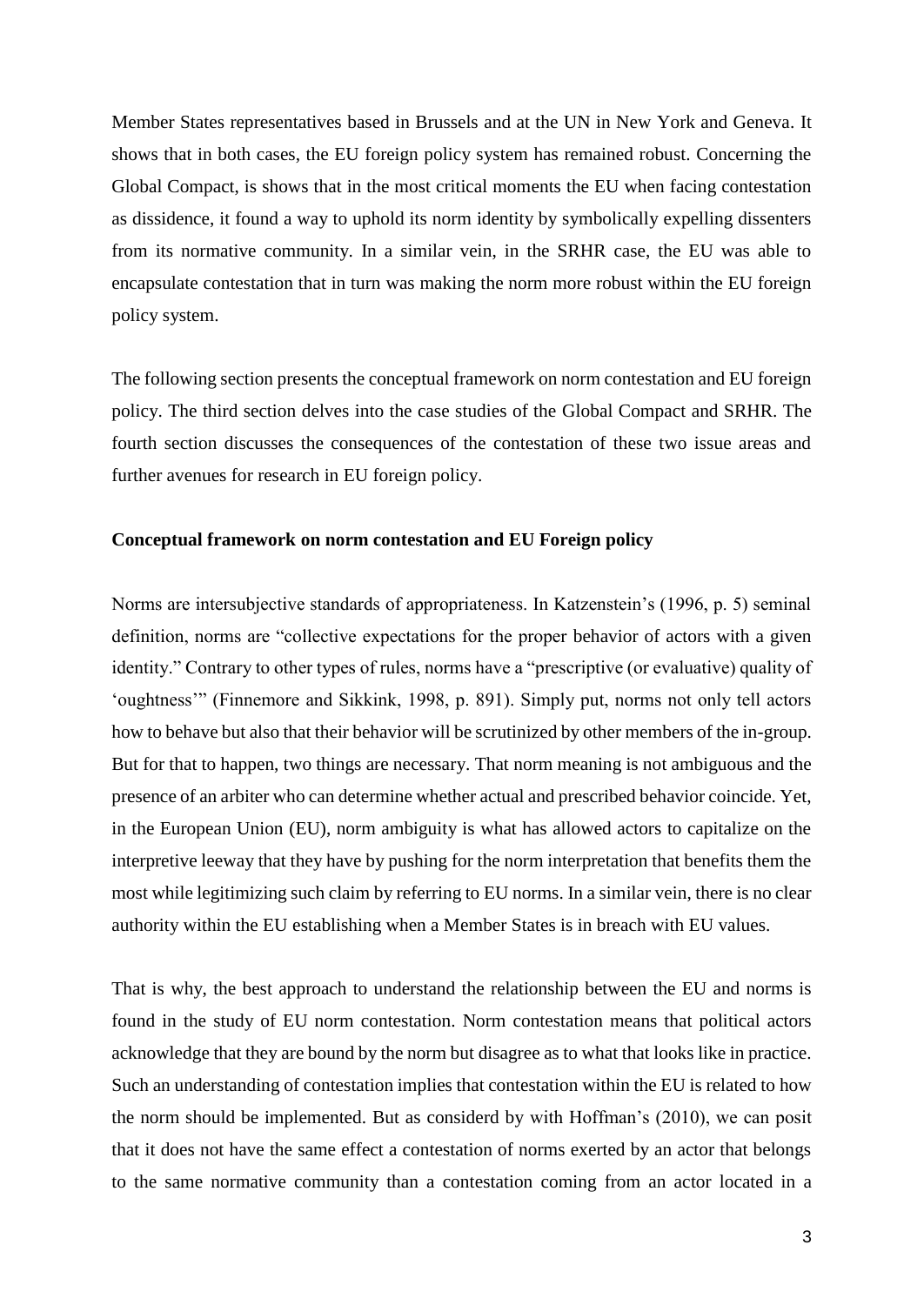Member States representatives based in Brussels and at the UN in New York and Geneva. It shows that in both cases, the EU foreign policy system has remained robust. Concerning the Global Compact, is shows that in the most critical moments the EU when facing contestation as dissidence, it found a way to uphold its norm identity by symbolically expelling dissenters from its normative community. In a similar vein, in the SRHR case, the EU was able to encapsulate contestation that in turn was making the norm more robust within the EU foreign policy system.

The following section presents the conceptual framework on norm contestation and EU foreign policy. The third section delves into the case studies of the Global Compact and SRHR. The fourth section discusses the consequences of the contestation of these two issue areas and further avenues for research in EU foreign policy.

## Conceptual framework on norm contestation and EU Foreign policy

Norms are intersubjective standards of appropriateness. In Katzenstein's (1996, p. 5) seminal definition, norms are "collective expectations for the proper behavior of actors with a given identity." Contrary to other types of rules, norms have a "prescriptive (or evaluative) quality of 'oughtness'" (Finnemore and Sikkink, 1998, p. 891). Simply put, norms not only tell actors how to behave but also that their behavior will be scrutinized by other members of the in-group. But for that to happen, two things are necessary. That norm meaning is not ambiguous and the presence of an arbiter who can determine whether actual and prescribed behavior coincide. Yet, in the European Union (EU), norm ambiguity is what has allowed actors to capitalize on the interpretive leeway that they have by pushing for the norm interpretation that benefits them the most while legitimizing such claim by referring to EU norms. In a similar vein, there is no clear authority within the EU establishing when a Member States is in breach with EU values.

That is why, the best approach to understand the relationship between the EU and norms is found in the study of EU norm contestation. Norm contestation means that political actors acknowledge that they are bound by the norm but disagree as to what that looks like in practice. Such an understanding of contestation implies that contestation within the EU is related to how the norm should be implemented. But as considerd by with Hoffman's (2010), we can posit that it does not have the same effect a contestation of norms exerted by an actor that belongs to the same normative community than a contestation coming from an actor located in a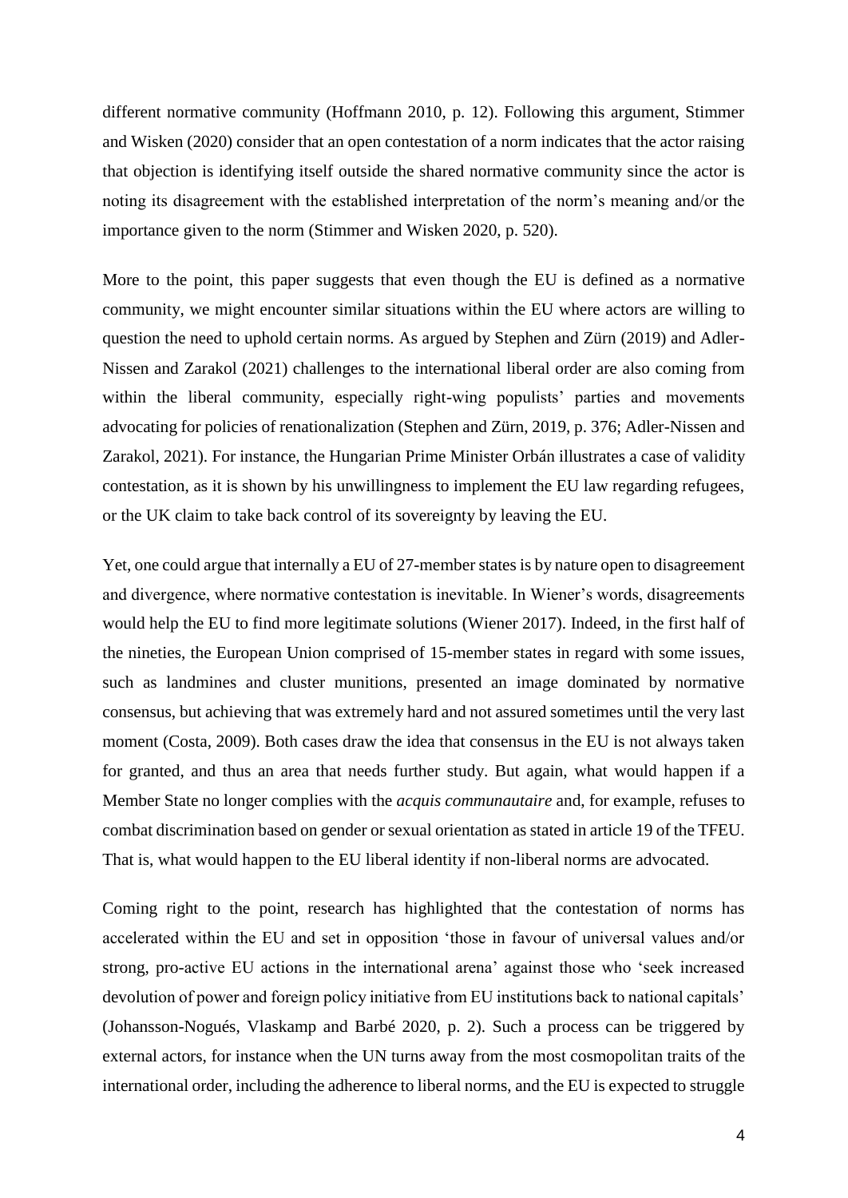different normative community (Hoffmann 2010, p. 12). Following this argument, Stimmer and Wisken (2020) consider that an open contestation of a norm indicates that the actor raising that objection is identifying itself outside the shared normative community since the actor is noting its disagreement with the established interpretation of the norm's meaning and/or the importance given to the norm (Stimmer and Wisken 2020, p. 520).

More to the point, this paper suggests that even though the EU is defined as a normative community, we might encounter similar situations within the EU where actors are willing to question the need to uphold certain norms. As argued by Stephen and Zürn (2019) and Adler-Nissen and Zarakol (2021) challenges to the international liberal order are also coming from within the liberal community, especially right-wing populists' parties and movements advocating for policies of renationalization (Stephen and Zürn, 2019, p. 376; Adler-Nissen and Zarakol, 2021). For instance, the Hungarian Prime Minister Orbán illustrates a case of validity contestation, as it is shown by his unwillingness to implement the EU law regarding refugees, or the UK claim to take back control of its sovereignty by leaving the EU.

Yet, one could argue that internally a EU of 27-member states is by nature open to disagreement and divergence, where normative contestation is inevitable. In Wiener's words, disagreements would help the EU to find more legitimate solutions (Wiener 2017). Indeed, in the first half of the nineties, the European Union comprised of 15-member states in regard with some issues, such as landmines and cluster munitions, presented an image dominated by normative consensus, but achieving that was extremely hard and not assured sometimes until the very last moment (Costa, 2009). Both cases draw the idea that consensus in the EU is not always taken for granted, and thus an area that needs further study. But again, what would happen if a Member State no longer complies with the *acquis communautaire* and, for example, refuses to combat discrimination based on gender or sexual orientation as stated in article 19 of the TFEU. That is, what would happen to the EU liberal identity if non-liberal norms are advocated.

Coming right to the point, research has highlighted that the contestation of norms has accelerated within the EU and set in opposition 'those in favour of universal values and/or strong, pro-active EU actions in the international arena' against those who 'seek increased devolution of power and foreign policy initiative from EU institutions back to national capitals' (Johansson-Nogués, Vlaskamp and Barbé 2020, p. 2). Such a process can be triggered by external actors, for instance when the UN turns away from the most cosmopolitan traits of the international order, including the adherence to liberal norms, and the EU is expected to struggle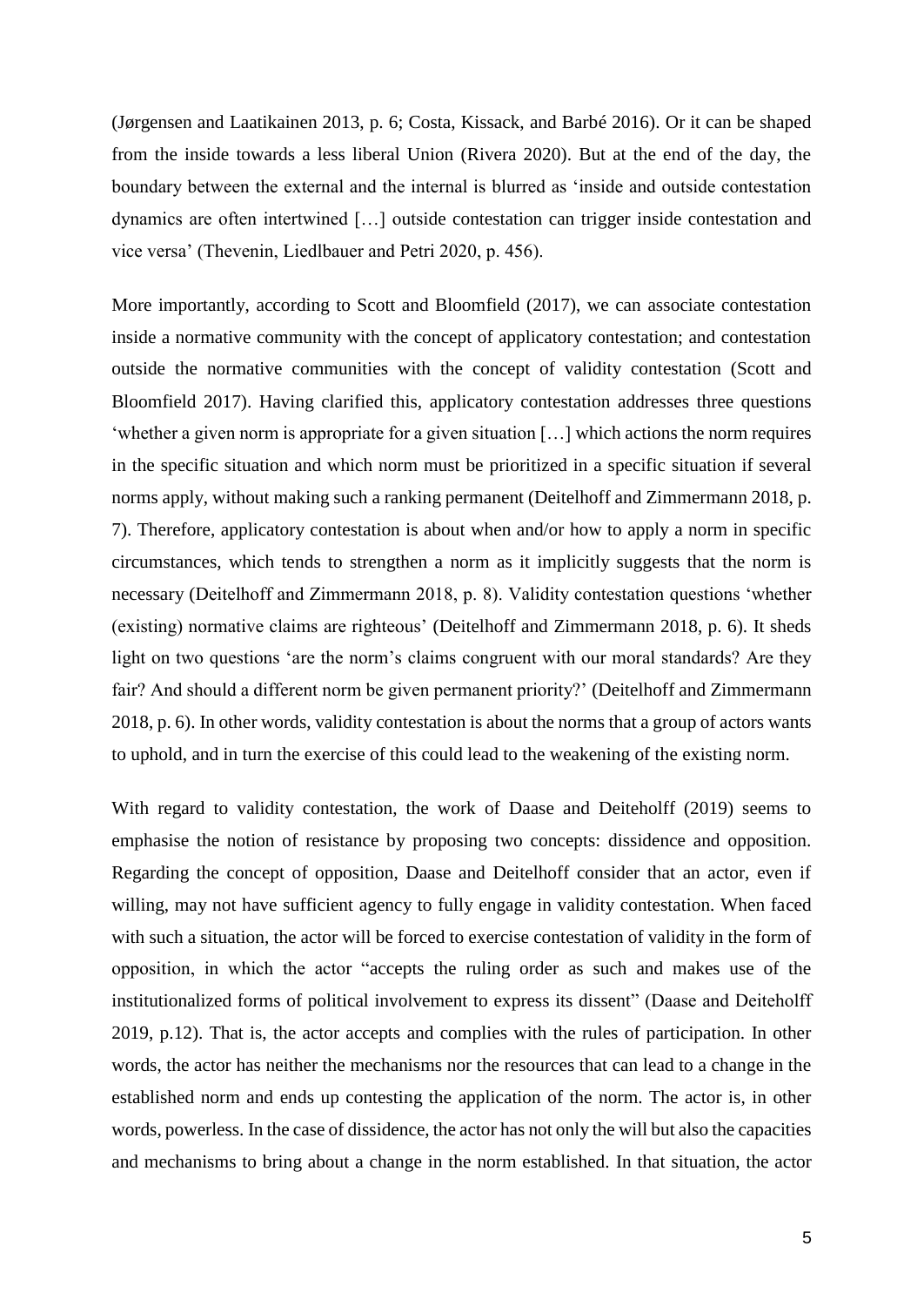(Jørgensen and Laatikainen 2013, p. 6; Costa, Kissack, and Barbé 2016). Or it can be shaped from the inside towards a less liberal Union (Rivera 2020). But at the end of the day, the boundary between the external and the internal is blurred as 'inside and outside contestation dynamics are often intertwined […] outside contestation can trigger inside contestation and vice versa' (Thevenin, Liedlbauer and Petri 2020, p. 456).

More importantly, according to Scott and Bloomfield (2017), we can associate contestation inside a normative community with the concept of applicatory contestation; and contestation outside the normative communities with the concept of validity contestation (Scott and Bloomfield 2017). Having clarified this, applicatory contestation addresses three questions 'whether a given norm is appropriate for a given situation […] which actions the norm requires in the specific situation and which norm must be prioritized in a specific situation if several norms apply, without making such a ranking permanent (Deitelhoff and Zimmermann 2018, p. 7). Therefore, applicatory contestation is about when and/or how to apply a norm in specific circumstances, which tends to strengthen a norm as it implicitly suggests that the norm is necessary (Deitelhoff and Zimmermann 2018, p. 8). Validity contestation questions 'whether (existing) normative claims are righteous' (Deitelhoff and Zimmermann 2018, p. 6). It sheds light on two questions 'are the norm's claims congruent with our moral standards? Are they fair? And should a different norm be given permanent priority?' (Deitelhoff and Zimmermann 2018, p. 6). In other words, validity contestation is about the norms that a group of actors wants to uphold, and in turn the exercise of this could lead to the weakening of the existing norm.

With regard to validity contestation, the work of Daase and Deiteholff (2019) seems to emphasise the notion of resistance by proposing two concepts: dissidence and opposition. Regarding the concept of opposition, Daase and Deitelhoff consider that an actor, even if willing, may not have sufficient agency to fully engage in validity contestation. When faced with such a situation, the actor will be forced to exercise contestation of validity in the form of opposition, in which the actor "accepts the ruling order as such and makes use of the institutionalized forms of political involvement to express its dissent" (Daase and Deiteholff 2019, p.12). That is, the actor accepts and complies with the rules of participation. In other words, the actor has neither the mechanisms nor the resources that can lead to a change in the established norm and ends up contesting the application of the norm. The actor is, in other words, powerless. In the case of dissidence, the actor has not only the will but also the capacities and mechanisms to bring about a change in the norm established. In that situation, the actor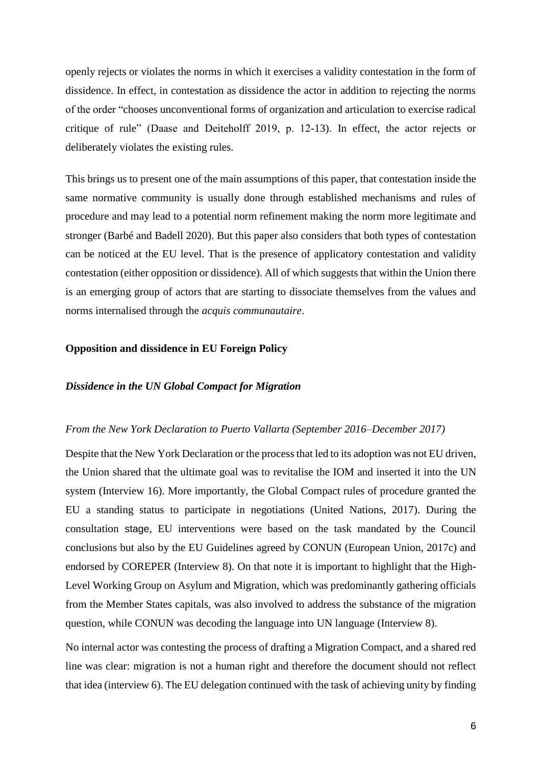openly rejects or violates the norms in which it exercises a validity contestation in the form of dissidence. In effect, in contestation as dissidence the actor in addition to rejecting the norms of the order "chooses unconventional forms of organization and articulation to exercise radical critique of rule" (Daase and Deiteholff 2019, p. 12-13). In effect, the actor rejects or deliberately violates the existing rules.

This brings us to present one of the main assumptions of this paper, that contestation inside the same normative community is usually done through established mechanisms and rules of procedure and may lead to a potential norm refinement making the norm more legitimate and stronger (Barbé and Badell 2020). But this paper also considers that both types of contestation can be noticed at the EU level. That is the presence of applicatory contestation and validity contestation (either opposition or dissidence). All of which suggests that within the Union there is an emerging group of actors that are starting to dissociate themselves from the values and norms internalised through the *acquis communautaire*.

**Opposition and dissidence in EU Foreign Policy**

***Dissidence in the UN Global Compact for Migration***

*From the New York Declaration to Puerto Vallarta (September 2016–December 2017)*

Despite that the New York Declaration or the process that led to its adoption was not EU driven, the Union shared that the ultimate goal was to revitalise the IOM and inserted it into the UN system (Interview 16). More importantly, the Global Compact rules of procedure granted the EU a standing status to participate in negotiations (United Nations, 2017). During the consultation stage, EU interventions were based on the task mandated by the Council conclusions but also by the EU Guidelines agreed by CONUN (European Union, 2017c) and endorsed by COREPER (Interview 8). On that note it is important to highlight that the High-Level Working Group on Asylum and Migration, which was predominantly gathering officials from the Member States capitals, was also involved to address the substance of the migration question, while CONUN was decoding the language into UN language (Interview 8).

No internal actor was contesting the process of drafting a Migration Compact, and a shared red line was clear: migration is not a human right and therefore the document should not reflect that idea (interview 6). The EU delegation continued with the task of achieving unity by finding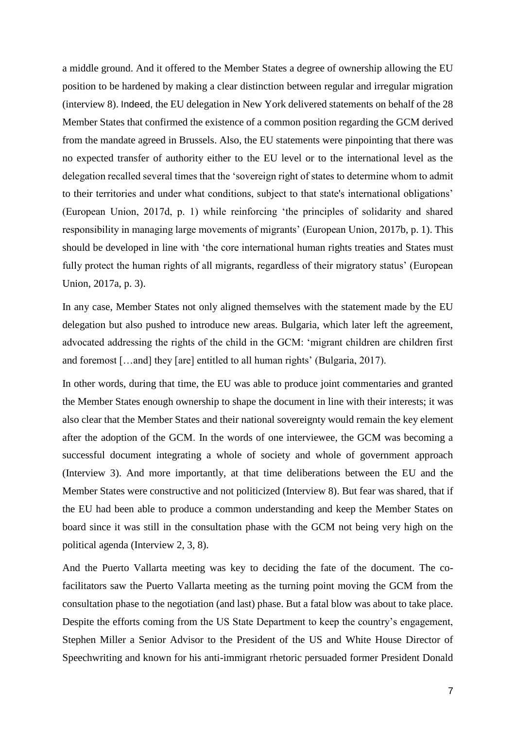a middle ground. And it offered to the Member States a degree of ownership allowing the EU position to be hardened by making a clear distinction between regular and irregular migration (interview 8). Indeed, the EU delegation in New York delivered statements on behalf of the 28 Member States that confirmed the existence of a common position regarding the GCM derived from the mandate agreed in Brussels. Also, the EU statements were pinpointing that there was no expected transfer of authority either to the EU level or to the international level as the delegation recalled several times that the 'sovereign right of states to determine whom to admit to their territories and under what conditions, subject to that state's international obligations' (European Union, 2017d, p. 1) while reinforcing 'the principles of solidarity and shared responsibility in managing large movements of migrants' (European Union, 2017b, p. 1). This should be developed in line with 'the core international human rights treaties and States must fully protect the human rights of all migrants, regardless of their migratory status' (European Union, 2017a, p. 3).

In any case, Member States not only aligned themselves with the statement made by the EU delegation but also pushed to introduce new areas. Bulgaria, which later left the agreement, advocated addressing the rights of the child in the GCM: 'migrant children are children first and foremost […and] they [are] entitled to all human rights' (Bulgaria, 2017).

In other words, during that time, the EU was able to produce joint commentaries and granted the Member States enough ownership to shape the document in line with their interests; it was also clear that the Member States and their national sovereignty would remain the key element after the adoption of the GCM. In the words of one interviewee, the GCM was becoming a successful document integrating a whole of society and whole of government approach (Interview 3). And more importantly, at that time deliberations between the EU and the Member States were constructive and not politicized (Interview 8). But fear was shared, that if the EU had been able to produce a common understanding and keep the Member States on board since it was still in the consultation phase with the GCM not being very high on the political agenda (Interview 2, 3, 8).

And the Puerto Vallarta meeting was key to deciding the fate of the document. The co-facilitators saw the Puerto Vallarta meeting as the turning point moving the GCM from the consultation phase to the negotiation (and last) phase. But a fatal blow was about to take place. Despite the efforts coming from the US State Department to keep the country's engagement, Stephen Miller a Senior Advisor to the President of the US and White House Director of Speechwriting and known for his anti-immigrant rhetoric persuaded former President Donald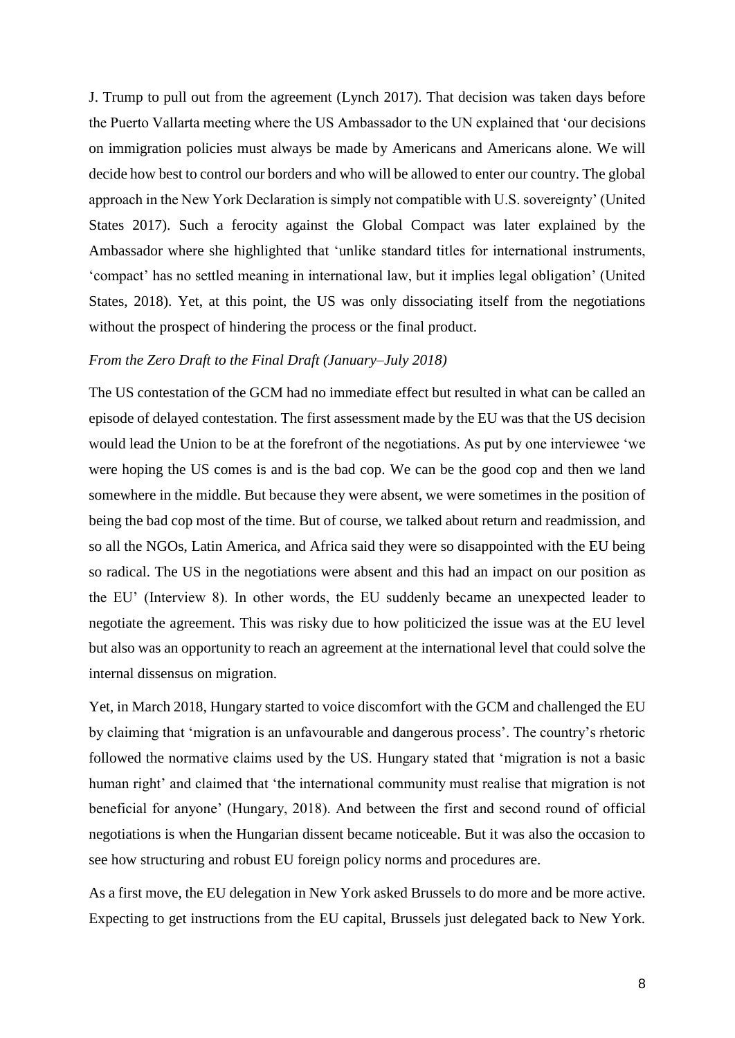J. Trump to pull out from the agreement (Lynch 2017). That decision was taken days before the Puerto Vallarta meeting where the US Ambassador to the UN explained that 'our decisions on immigration policies must always be made by Americans and Americans alone. We will decide how best to control our borders and who will be allowed to enter our country. The global approach in the New York Declaration is simply not compatible with U.S. sovereignty' (United States 2017). Such a ferocity against the Global Compact was later explained by the Ambassador where she highlighted that 'unlike standard titles for international instruments, 'compact' has no settled meaning in international law, but it implies legal obligation' (United States, 2018). Yet, at this point, the US was only dissociating itself from the negotiations without the prospect of hindering the process or the final product.

*From the Zero Draft to the Final Draft (January–July 2018)*

The US contestation of the GCM had no immediate effect but resulted in what can be called an episode of delayed contestation. The first assessment made by the EU was that the US decision would lead the Union to be at the forefront of the negotiations. As put by one interviewee 'we were hoping the US comes is and is the bad cop. We can be the good cop and then we land somewhere in the middle. But because they were absent, we were sometimes in the position of being the bad cop most of the time. But of course, we talked about return and readmission, and so all the NGOs, Latin America, and Africa said they were so disappointed with the EU being so radical. The US in the negotiations were absent and this had an impact on our position as the EU' (Interview 8). In other words, the EU suddenly became an unexpected leader to negotiate the agreement. This was risky due to how politicized the issue was at the EU level but also was an opportunity to reach an agreement at the international level that could solve the internal dissensus on migration.

Yet, in March 2018, Hungary started to voice discomfort with the GCM and challenged the EU by claiming that 'migration is an unfavourable and dangerous process'. The country's rhetoric followed the normative claims used by the US. Hungary stated that 'migration is not a basic human right' and claimed that 'the international community must realise that migration is not beneficial for anyone' (Hungary, 2018). And between the first and second round of official negotiations is when the Hungarian dissent became noticeable. But it was also the occasion to see how structuring and robust EU foreign policy norms and procedures are.

As a first move, the EU delegation in New York asked Brussels to do more and be more active. Expecting to get instructions from the EU capital, Brussels just delegated back to New York.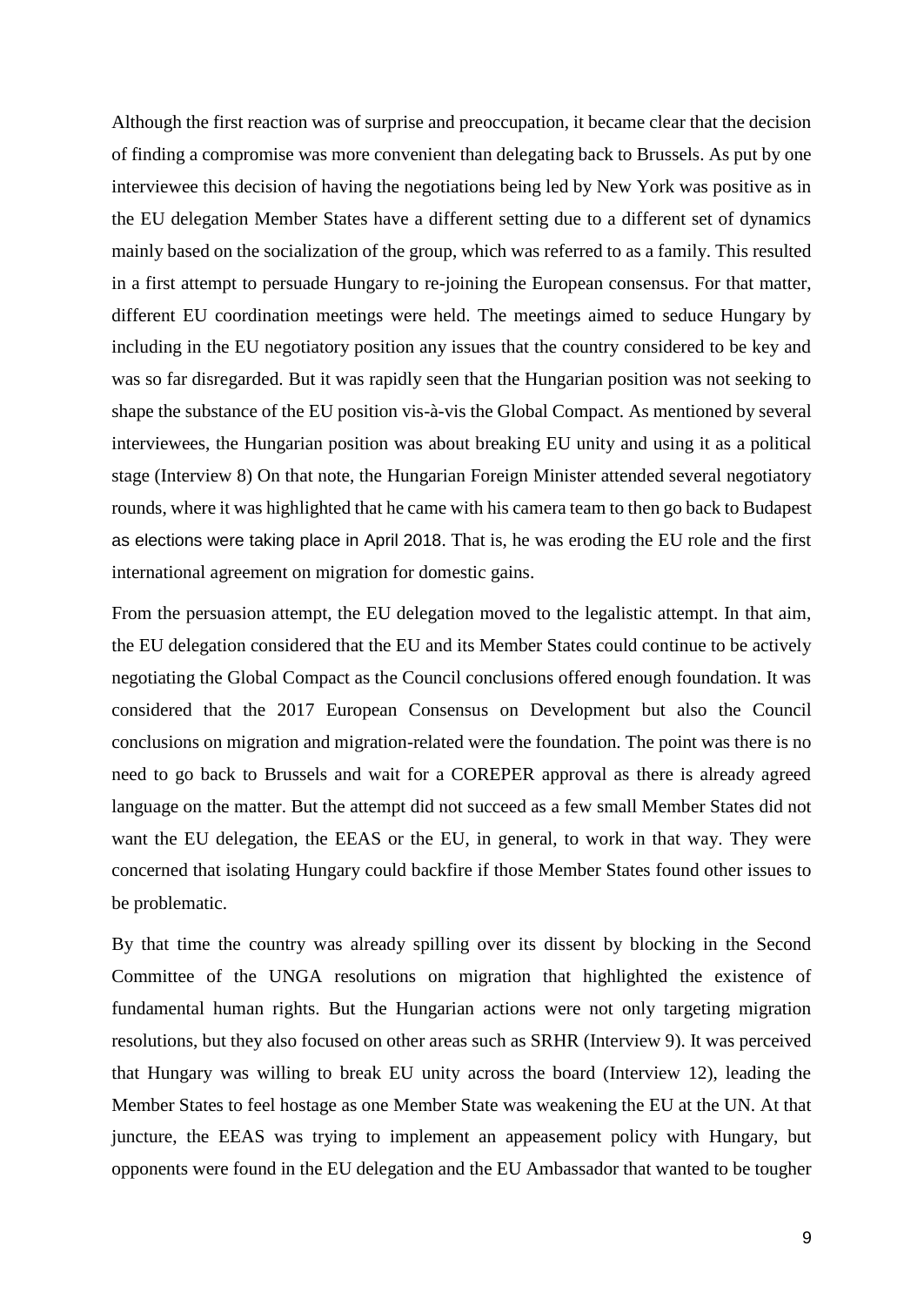Although the first reaction was of surprise and preoccupation, it became clear that the decision of finding a compromise was more convenient than delegating back to Brussels. As put by one interviewee this decision of having the negotiations being led by New York was positive as in the EU delegation Member States have a different setting due to a different set of dynamics mainly based on the socialization of the group, which was referred to as a family. This resulted in a first attempt to persuade Hungary to re-joining the European consensus. For that matter, different EU coordination meetings were held. The meetings aimed to seduce Hungary by including in the EU negotiatory position any issues that the country considered to be key and was so far disregarded. But it was rapidly seen that the Hungarian position was not seeking to shape the substance of the EU position vis-à-vis the Global Compact. As mentioned by several interviewees, the Hungarian position was about breaking EU unity and using it as a political stage (Interview 8) On that note, the Hungarian Foreign Minister attended several negotiatory rounds, where it was highlighted that he came with his camera team to then go back to Budapest as elections were taking place in April 2018. That is, he was eroding the EU role and the first international agreement on migration for domestic gains.

From the persuasion attempt, the EU delegation moved to the legalistic attempt. In that aim, the EU delegation considered that the EU and its Member States could continue to be actively negotiating the Global Compact as the Council conclusions offered enough foundation. It was considered that the 2017 European Consensus on Development but also the Council conclusions on migration and migration-related were the foundation. The point was there is no need to go back to Brussels and wait for a COREPER approval as there is already agreed language on the matter. But the attempt did not succeed as a few small Member States did not want the EU delegation, the EEAS or the EU, in general, to work in that way. They were concerned that isolating Hungary could backfire if those Member States found other issues to be problematic.

By that time the country was already spilling over its dissent by blocking in the Second Committee of the UNGA resolutions on migration that highlighted the existence of fundamental human rights. But the Hungarian actions were not only targeting migration resolutions, but they also focused on other areas such as SRHR (Interview 9). It was perceived that Hungary was willing to break EU unity across the board (Interview 12), leading the Member States to feel hostage as one Member State was weakening the EU at the UN. At that juncture, the EEAS was trying to implement an appeasement policy with Hungary, but opponents were found in the EU delegation and the EU Ambassador that wanted to be tougher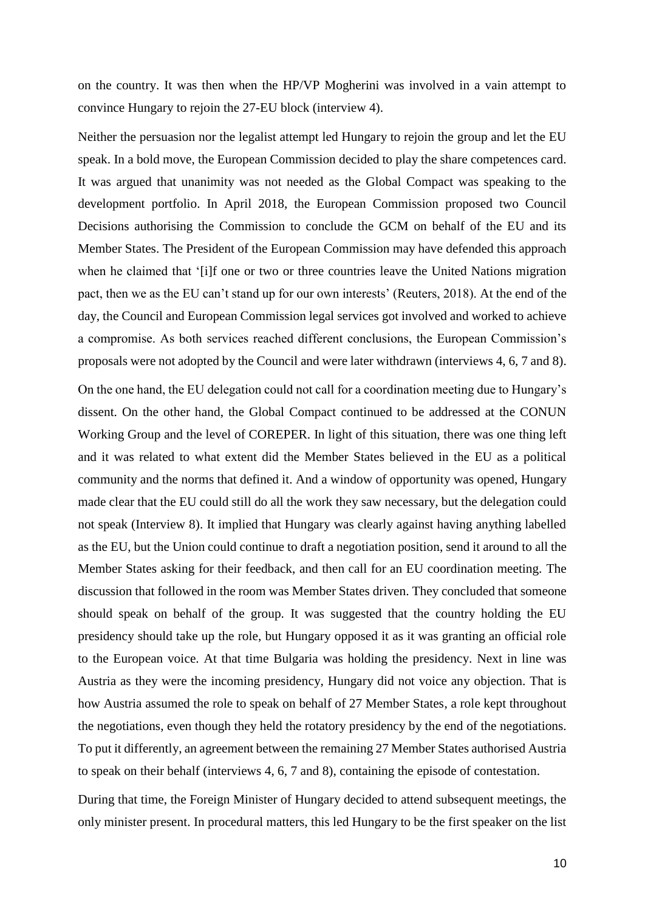on the country. It was then when the HP/VP Mogherini was involved in a vain attempt to convince Hungary to rejoin the 27-EU block (interview 4).

Neither the persuasion nor the legalist attempt led Hungary to rejoin the group and let the EU speak. In a bold move, the European Commission decided to play the share competences card. It was argued that unanimity was not needed as the Global Compact was speaking to the development portfolio. In April 2018, the European Commission proposed two Council Decisions authorising the Commission to conclude the GCM on behalf of the EU and its Member States. The President of the European Commission may have defended this approach when he claimed that '[i]f one or two or three countries leave the United Nations migration pact, then we as the EU can't stand up for our own interests' (Reuters, 2018). At the end of the day, the Council and European Commission legal services got involved and worked to achieve a compromise. As both services reached different conclusions, the European Commission's proposals were not adopted by the Council and were later withdrawn (interviews 4, 6, 7 and 8).

On the one hand, the EU delegation could not call for a coordination meeting due to Hungary's dissent. On the other hand, the Global Compact continued to be addressed at the CONUN Working Group and the level of COREPER. In light of this situation, there was one thing left and it was related to what extent did the Member States believed in the EU as a political community and the norms that defined it. And a window of opportunity was opened, Hungary made clear that the EU could still do all the work they saw necessary, but the delegation could not speak (Interview 8). It implied that Hungary was clearly against having anything labelled as the EU, but the Union could continue to draft a negotiation position, send it around to all the Member States asking for their feedback, and then call for an EU coordination meeting. The discussion that followed in the room was Member States driven. They concluded that someone should speak on behalf of the group. It was suggested that the country holding the EU presidency should take up the role, but Hungary opposed it as it was granting an official role to the European voice. At that time Bulgaria was holding the presidency. Next in line was Austria as they were the incoming presidency, Hungary did not voice any objection. That is how Austria assumed the role to speak on behalf of 27 Member States, a role kept throughout the negotiations, even though they held the rotatory presidency by the end of the negotiations. To put it differently, an agreement between the remaining 27 Member States authorised Austria to speak on their behalf (interviews 4, 6, 7 and 8), containing the episode of contestation.

During that time, the Foreign Minister of Hungary decided to attend subsequent meetings, the only minister present. In procedural matters, this led Hungary to be the first speaker on the list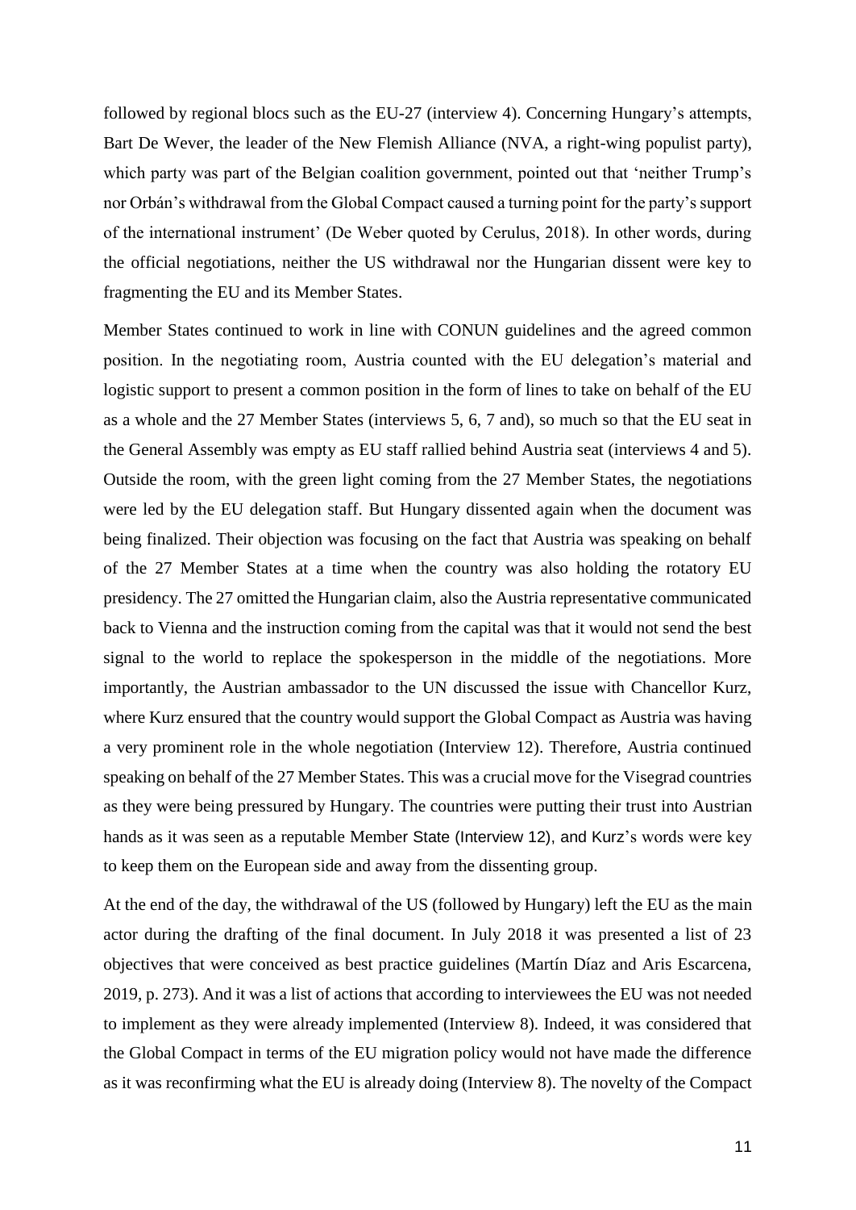followed by regional blocs such as the EU-27 (interview 4). Concerning Hungary's attempts, Bart De Wever, the leader of the New Flemish Alliance (NVA, a right-wing populist party), which party was part of the Belgian coalition government, pointed out that 'neither Trump's nor Orbán's withdrawal from the Global Compact caused a turning point for the party's support of the international instrument' (De Weber quoted by Cerulus, 2018). In other words, during the official negotiations, neither the US withdrawal nor the Hungarian dissent were key to fragmenting the EU and its Member States.

Member States continued to work in line with CONUN guidelines and the agreed common position. In the negotiating room, Austria counted with the EU delegation's material and logistic support to present a common position in the form of lines to take on behalf of the EU as a whole and the 27 Member States (interviews 5, 6, 7 and), so much so that the EU seat in the General Assembly was empty as EU staff rallied behind Austria seat (interviews 4 and 5). Outside the room, with the green light coming from the 27 Member States, the negotiations were led by the EU delegation staff. But Hungary dissented again when the document was being finalized. Their objection was focusing on the fact that Austria was speaking on behalf of the 27 Member States at a time when the country was also holding the rotatory EU presidency. The 27 omitted the Hungarian claim, also the Austria representative communicated back to Vienna and the instruction coming from the capital was that it would not send the best signal to the world to replace the spokesperson in the middle of the negotiations. More importantly, the Austrian ambassador to the UN discussed the issue with Chancellor Kurz, where Kurz ensured that the country would support the Global Compact as Austria was having a very prominent role in the whole negotiation (Interview 12). Therefore, Austria continued speaking on behalf of the 27 Member States. This was a crucial move for the Visegrad countries as they were being pressured by Hungary. The countries were putting their trust into Austrian hands as it was seen as a reputable Member State (Interview 12), and Kurz's words were key to keep them on the European side and away from the dissenting group.

At the end of the day, the withdrawal of the US (followed by Hungary) left the EU as the main actor during the drafting of the final document. In July 2018 it was presented a list of 23 objectives that were conceived as best practice guidelines (Martín Díaz and Aris Escarcena, 2019, p. 273). And it was a list of actions that according to interviewees the EU was not needed to implement as they were already implemented (Interview 8). Indeed, it was considered that the Global Compact in terms of the EU migration policy would not have made the difference as it was reconfirming what the EU is already doing (Interview 8). The novelty of the Compact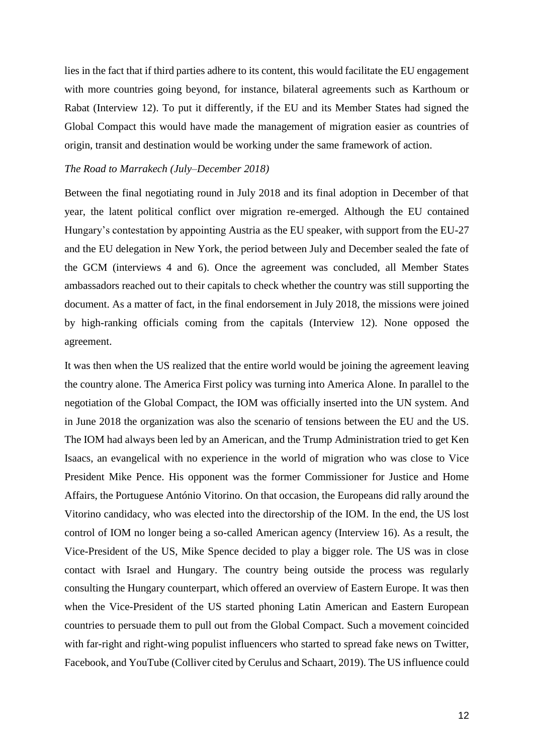lies in the fact that if third parties adhere to its content, this would facilitate the EU engagement with more countries going beyond, for instance, bilateral agreements such as Karthoum or Rabat (Interview 12). To put it differently, if the EU and its Member States had signed the Global Compact this would have made the management of migration easier as countries of origin, transit and destination would be working under the same framework of action.

*The Road to Marrakech (July–December 2018)*

Between the final negotiating round in July 2018 and its final adoption in December of that year, the latent political conflict over migration re-emerged. Although the EU contained Hungary's contestation by appointing Austria as the EU speaker, with support from the EU-27 and the EU delegation in New York, the period between July and December sealed the fate of the GCM (interviews 4 and 6). Once the agreement was concluded, all Member States ambassadors reached out to their capitals to check whether the country was still supporting the document. As a matter of fact, in the final endorsement in July 2018, the missions were joined by high-ranking officials coming from the capitals (Interview 12). None opposed the agreement.

It was then when the US realized that the entire world would be joining the agreement leaving the country alone. The America First policy was turning into America Alone. In parallel to the negotiation of the Global Compact, the IOM was officially inserted into the UN system. And in June 2018 the organization was also the scenario of tensions between the EU and the US. The IOM had always been led by an American, and the Trump Administration tried to get Ken Isaacs, an evangelical with no experience in the world of migration who was close to Vice President Mike Pence. His opponent was the former Commissioner for Justice and Home Affairs, the Portuguese António Vitorino. On that occasion, the Europeans did rally around the Vitorino candidacy, who was elected into the directorship of the IOM. In the end, the US lost control of IOM no longer being a so-called American agency (Interview 16). As a result, the Vice-President of the US, Mike Spence decided to play a bigger role. The US was in close contact with Israel and Hungary. The country being outside the process was regularly consulting the Hungary counterpart, which offered an overview of Eastern Europe. It was then when the Vice-President of the US started phoning Latin American and Eastern European countries to persuade them to pull out from the Global Compact. Such a movement coincided with far-right and right-wing populist influencers who started to spread fake news on Twitter, Facebook, and YouTube (Colliver cited by Cerulus and Schaart, 2019). The US influence could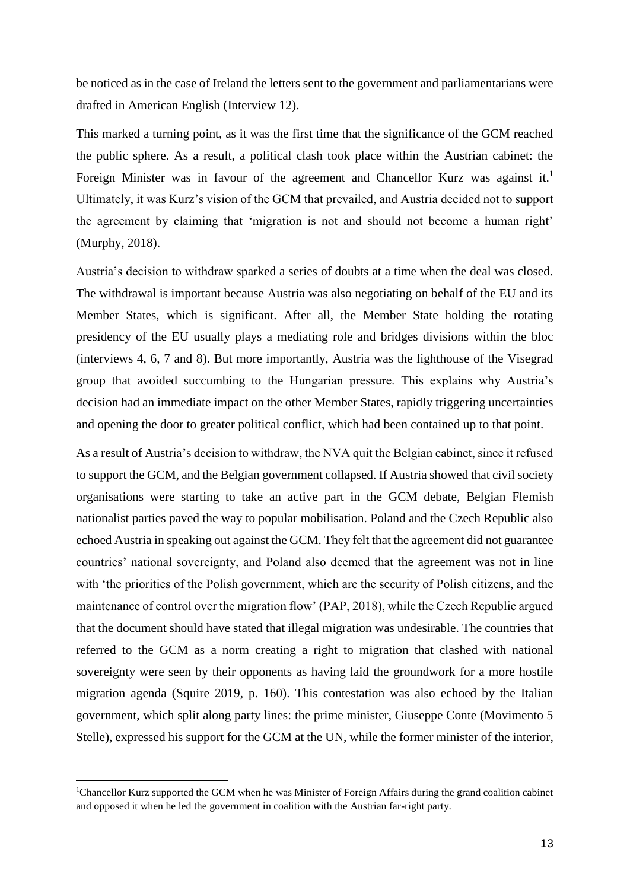be noticed as in the case of Ireland the letters sent to the government and parliamentarians were drafted in American English (Interview 12).

This marked a turning point, as it was the first time that the significance of the GCM reached the public sphere. As a result, a political clash took place within the Austrian cabinet: the Foreign Minister was in favour of the agreement and Chancellor Kurz was against it.[1] Ultimately, it was Kurz's vision of the GCM that prevailed, and Austria decided not to support the agreement by claiming that 'migration is not and should not become a human right' (Murphy, 2018).

Austria's decision to withdraw sparked a series of doubts at a time when the deal was closed. The withdrawal is important because Austria was also negotiating on behalf of the EU and its Member States, which is significant. After all, the Member State holding the rotating presidency of the EU usually plays a mediating role and bridges divisions within the bloc (interviews 4, 6, 7 and 8). But more importantly, Austria was the lighthouse of the Visegrad group that avoided succumbing to the Hungarian pressure. This explains why Austria's decision had an immediate impact on the other Member States, rapidly triggering uncertainties and opening the door to greater political conflict, which had been contained up to that point.

As a result of Austria's decision to withdraw, the NVA quit the Belgian cabinet, since it refused to support the GCM, and the Belgian government collapsed. If Austria showed that civil society organisations were starting to take an active part in the GCM debate, Belgian Flemish nationalist parties paved the way to popular mobilisation. Poland and the Czech Republic also echoed Austria in speaking out against the GCM. They felt that the agreement did not guarantee countries' national sovereignty, and Poland also deemed that the agreement was not in line with 'the priorities of the Polish government, which are the security of Polish citizens, and the maintenance of control over the migration flow' (PAP, 2018), while the Czech Republic argued that the document should have stated that illegal migration was undesirable. The countries that referred to the GCM as a norm creating a right to migration that clashed with national sovereignty were seen by their opponents as having laid the groundwork for a more hostile migration agenda (Squire 2019, p. 160). This contestation was also echoed by the Italian government, which split along party lines: the prime minister, Giuseppe Conte (Movimento 5 Stelle), expressed his support for the GCM at the UN, while the former minister of the interior,

[1] Chancellor Kurz supported the GCM when he was Minister of Foreign Affairs during the grand coalition cabinet and opposed it when he led the government in coalition with the Austrian far-right party.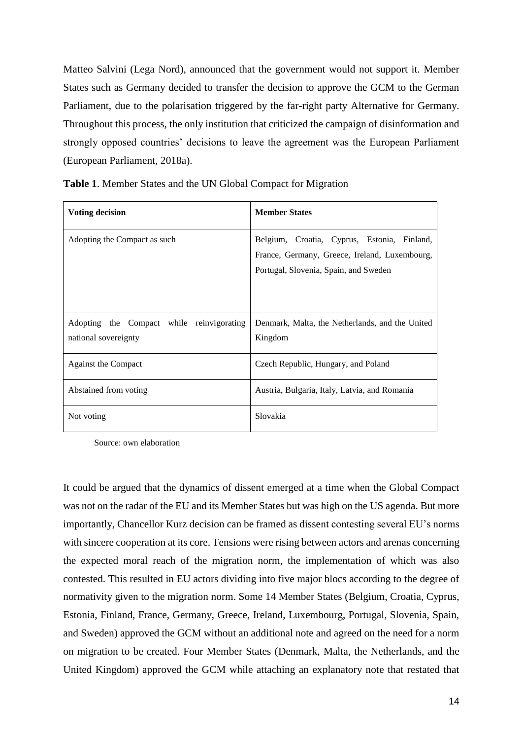Matteo Salvini (Lega Nord), announced that the government would not support it. Member States such as Germany decided to transfer the decision to approve the GCM to the German Parliament, due to the polarisation triggered by the far-right party Alternative for Germany. Throughout this process, the only institution that criticized the campaign of disinformation and strongly opposed countries' decisions to leave the agreement was the European Parliament (European Parliament, 2018a).

**Table 1**. Member States and the UN Global Compact for Migration

| **Voting decision** | **Member States** |
| --- | --- |
| Adopting the Compact as such | Belgium, Croatia, Cyprus, Estonia, Finland, France, Germany, Greece, Ireland, Luxembourg, Portugal, Slovenia, Spain, and Sweden |
| Adopting the Compact while reinvigorating national sovereignty | Denmark, Malta, the Netherlands, and the United Kingdom |
| Against the Compact | Czech Republic, Hungary, and Poland |
| Abstained from voting | Austria, Bulgaria, Italy, Latvia, and Romania |
| Not voting | Slovakia |

Source: own elaboration

It could be argued that the dynamics of dissent emerged at a time when the Global Compact was not on the radar of the EU and its Member States but was high on the US agenda. But more importantly, Chancellor Kurz decision can be framed as dissent contesting several EU's norms with sincere cooperation at its core. Tensions were rising between actors and arenas concerning the expected moral reach of the migration norm, the implementation of which was also contested. This resulted in EU actors dividing into five major blocs according to the degree of normativity given to the migration norm. Some 14 Member States (Belgium, Croatia, Cyprus, Estonia, Finland, France, Germany, Greece, Ireland, Luxembourg, Portugal, Slovenia, Spain, and Sweden) approved the GCM without an additional note and agreed on the need for a norm on migration to be created. Four Member States (Denmark, Malta, the Netherlands, and the United Kingdom) approved the GCM while attaching an explanatory note that restated that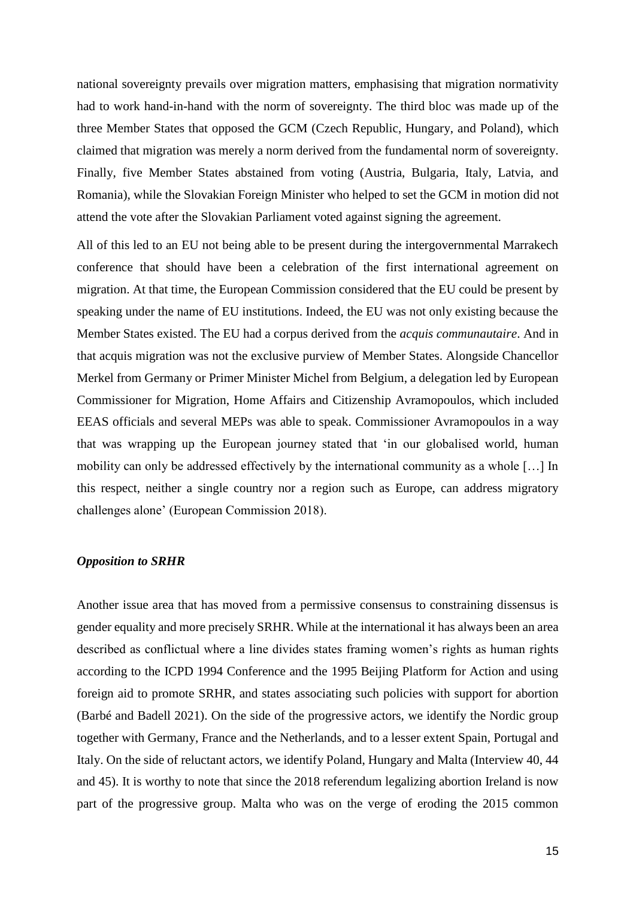national sovereignty prevails over migration matters, emphasising that migration normativity had to work hand-in-hand with the norm of sovereignty. The third bloc was made up of the three Member States that opposed the GCM (Czech Republic, Hungary, and Poland), which claimed that migration was merely a norm derived from the fundamental norm of sovereignty. Finally, five Member States abstained from voting (Austria, Bulgaria, Italy, Latvia, and Romania), while the Slovakian Foreign Minister who helped to set the GCM in motion did not attend the vote after the Slovakian Parliament voted against signing the agreement.

All of this led to an EU not being able to be present during the intergovernmental Marrakech conference that should have been a celebration of the first international agreement on migration. At that time, the European Commission considered that the EU could be present by speaking under the name of EU institutions. Indeed, the EU was not only existing because the Member States existed. The EU had a corpus derived from the *acquis communautaire*. And in that acquis migration was not the exclusive purview of Member States. Alongside Chancellor Merkel from Germany or Primer Minister Michel from Belgium, a delegation led by European Commissioner for Migration, Home Affairs and Citizenship Avramopoulos, which included EEAS officials and several MEPs was able to speak. Commissioner Avramopoulos in a way that was wrapping up the European journey stated that 'in our globalised world, human mobility can only be addressed effectively by the international community as a whole […] In this respect, neither a single country nor a region such as Europe, can address migratory challenges alone' (European Commission 2018).

### *Opposition to SRHR*

Another issue area that has moved from a permissive consensus to constraining dissensus is gender equality and more precisely SRHR. While at the international it has always been an area described as conflictual where a line divides states framing women's rights as human rights according to the ICPD 1994 Conference and the 1995 Beijing Platform for Action and using foreign aid to promote SRHR, and states associating such policies with support for abortion (Barbé and Badell 2021). On the side of the progressive actors, we identify the Nordic group together with Germany, France and the Netherlands, and to a lesser extent Spain, Portugal and Italy. On the side of reluctant actors, we identify Poland, Hungary and Malta (Interview 40, 44 and 45). It is worthy to note that since the 2018 referendum legalizing abortion Ireland is now part of the progressive group. Malta who was on the verge of eroding the 2015 common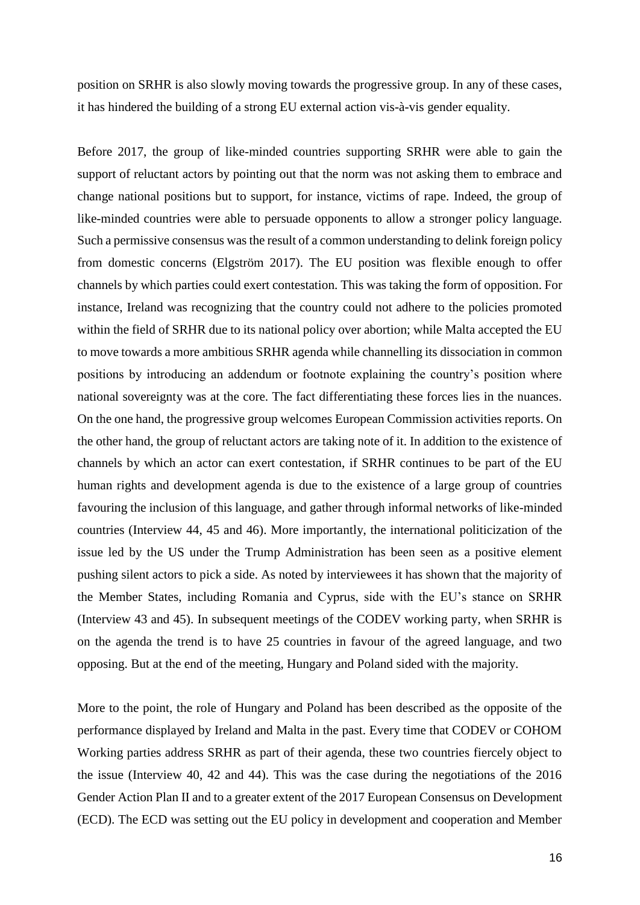position on SRHR is also slowly moving towards the progressive group. In any of these cases, it has hindered the building of a strong EU external action vis-à-vis gender equality.

Before 2017, the group of like-minded countries supporting SRHR were able to gain the support of reluctant actors by pointing out that the norm was not asking them to embrace and change national positions but to support, for instance, victims of rape. Indeed, the group of like-minded countries were able to persuade opponents to allow a stronger policy language. Such a permissive consensus was the result of a common understanding to delink foreign policy from domestic concerns (Elgström 2017). The EU position was flexible enough to offer channels by which parties could exert contestation. This was taking the form of opposition. For instance, Ireland was recognizing that the country could not adhere to the policies promoted within the field of SRHR due to its national policy over abortion; while Malta accepted the EU to move towards a more ambitious SRHR agenda while channelling its dissociation in common positions by introducing an addendum or footnote explaining the country's position where national sovereignty was at the core. The fact differentiating these forces lies in the nuances. On the one hand, the progressive group welcomes European Commission activities reports. On the other hand, the group of reluctant actors are taking note of it. In addition to the existence of channels by which an actor can exert contestation, if SRHR continues to be part of the EU human rights and development agenda is due to the existence of a large group of countries favouring the inclusion of this language, and gather through informal networks of like-minded countries (Interview 44, 45 and 46). More importantly, the international politicization of the issue led by the US under the Trump Administration has been seen as a positive element pushing silent actors to pick a side. As noted by interviewees it has shown that the majority of the Member States, including Romania and Cyprus, side with the EU's stance on SRHR (Interview 43 and 45). In subsequent meetings of the CODEV working party, when SRHR is on the agenda the trend is to have 25 countries in favour of the agreed language, and two opposing. But at the end of the meeting, Hungary and Poland sided with the majority.

More to the point, the role of Hungary and Poland has been described as the opposite of the performance displayed by Ireland and Malta in the past. Every time that CODEV or COHOM Working parties address SRHR as part of their agenda, these two countries fiercely object to the issue (Interview 40, 42 and 44). This was the case during the negotiations of the 2016 Gender Action Plan II and to a greater extent of the 2017 European Consensus on Development (ECD). The ECD was setting out the EU policy in development and cooperation and Member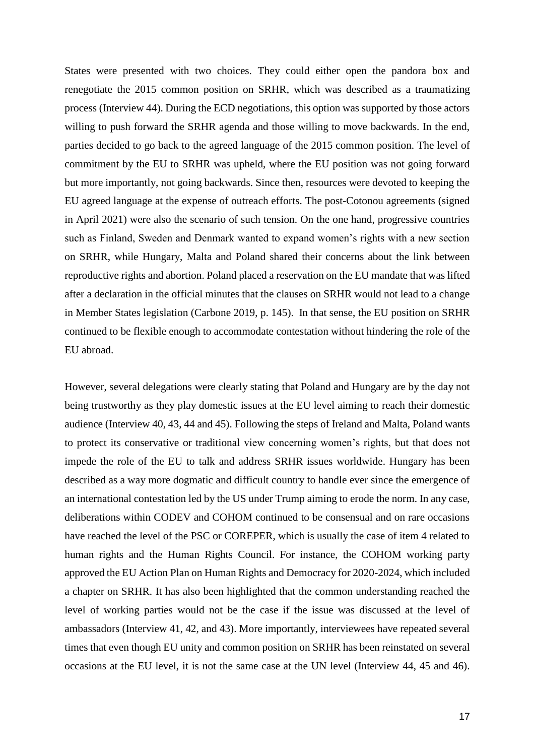States were presented with two choices. They could either open the pandora box and renegotiate the 2015 common position on SRHR, which was described as a traumatizing process (Interview 44). During the ECD negotiations, this option was supported by those actors willing to push forward the SRHR agenda and those willing to move backwards. In the end, parties decided to go back to the agreed language of the 2015 common position. The level of commitment by the EU to SRHR was upheld, where the EU position was not going forward but more importantly, not going backwards. Since then, resources were devoted to keeping the EU agreed language at the expense of outreach efforts. The post-Cotonou agreements (signed in April 2021) were also the scenario of such tension. On the one hand, progressive countries such as Finland, Sweden and Denmark wanted to expand women's rights with a new section on SRHR, while Hungary, Malta and Poland shared their concerns about the link between reproductive rights and abortion. Poland placed a reservation on the EU mandate that was lifted after a declaration in the official minutes that the clauses on SRHR would not lead to a change in Member States legislation (Carbone 2019, p. 145). In that sense, the EU position on SRHR continued to be flexible enough to accommodate contestation without hindering the role of the EU abroad.

However, several delegations were clearly stating that Poland and Hungary are by the day not being trustworthy as they play domestic issues at the EU level aiming to reach their domestic audience (Interview 40, 43, 44 and 45). Following the steps of Ireland and Malta, Poland wants to protect its conservative or traditional view concerning women's rights, but that does not impede the role of the EU to talk and address SRHR issues worldwide. Hungary has been described as a way more dogmatic and difficult country to handle ever since the emergence of an international contestation led by the US under Trump aiming to erode the norm. In any case, deliberations within CODEV and COHOM continued to be consensual and on rare occasions have reached the level of the PSC or COREPER, which is usually the case of item 4 related to human rights and the Human Rights Council. For instance, the COHOM working party approved the EU Action Plan on Human Rights and Democracy for 2020-2024, which included a chapter on SRHR. It has also been highlighted that the common understanding reached the level of working parties would not be the case if the issue was discussed at the level of ambassadors (Interview 41, 42, and 43). More importantly, interviewees have repeated several times that even though EU unity and common position on SRHR has been reinstated on several occasions at the EU level, it is not the same case at the UN level (Interview 44, 45 and 46).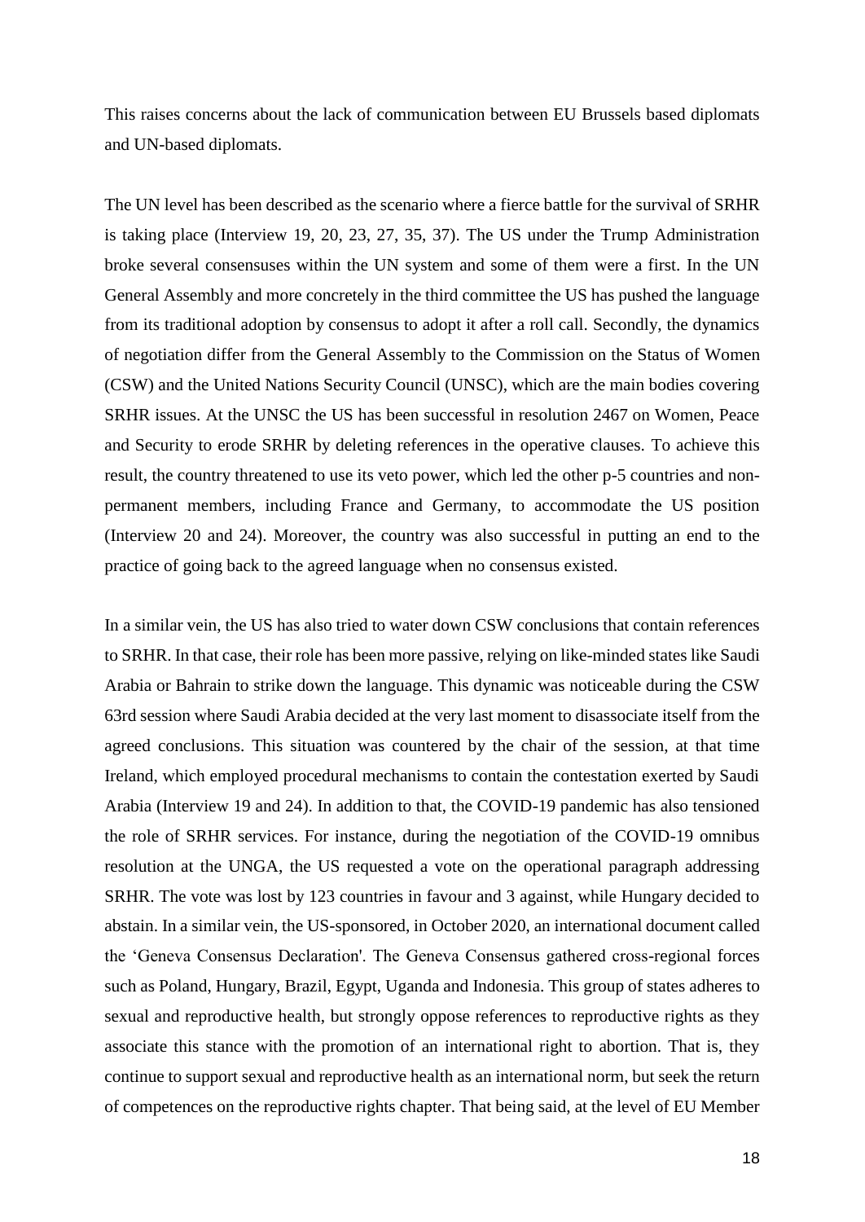This raises concerns about the lack of communication between EU Brussels based diplomats and UN-based diplomats.

The UN level has been described as the scenario where a fierce battle for the survival of SRHR is taking place (Interview 19, 20, 23, 27, 35, 37). The US under the Trump Administration broke several consensuses within the UN system and some of them were a first. In the UN General Assembly and more concretely in the third committee the US has pushed the language from its traditional adoption by consensus to adopt it after a roll call. Secondly, the dynamics of negotiation differ from the General Assembly to the Commission on the Status of Women (CSW) and the United Nations Security Council (UNSC), which are the main bodies covering SRHR issues. At the UNSC the US has been successful in resolution 2467 on Women, Peace and Security to erode SRHR by deleting references in the operative clauses. To achieve this result, the country threatened to use its veto power, which led the other p-5 countries and non-permanent members, including France and Germany, to accommodate the US position (Interview 20 and 24). Moreover, the country was also successful in putting an end to the practice of going back to the agreed language when no consensus existed.

In a similar vein, the US has also tried to water down CSW conclusions that contain references to SRHR. In that case, their role has been more passive, relying on like-minded states like Saudi Arabia or Bahrain to strike down the language. This dynamic was noticeable during the CSW 63rd session where Saudi Arabia decided at the very last moment to disassociate itself from the agreed conclusions. This situation was countered by the chair of the session, at that time Ireland, which employed procedural mechanisms to contain the contestation exerted by Saudi Arabia (Interview 19 and 24). In addition to that, the COVID-19 pandemic has also tensioned the role of SRHR services. For instance, during the negotiation of the COVID-19 omnibus resolution at the UNGA, the US requested a vote on the operational paragraph addressing SRHR. The vote was lost by 123 countries in favour and 3 against, while Hungary decided to abstain. In a similar vein, the US-sponsored, in October 2020, an international document called the 'Geneva Consensus Declaration'. The Geneva Consensus gathered cross-regional forces such as Poland, Hungary, Brazil, Egypt, Uganda and Indonesia. This group of states adheres to sexual and reproductive health, but strongly oppose references to reproductive rights as they associate this stance with the promotion of an international right to abortion. That is, they continue to support sexual and reproductive health as an international norm, but seek the return of competences on the reproductive rights chapter. That being said, at the level of EU Member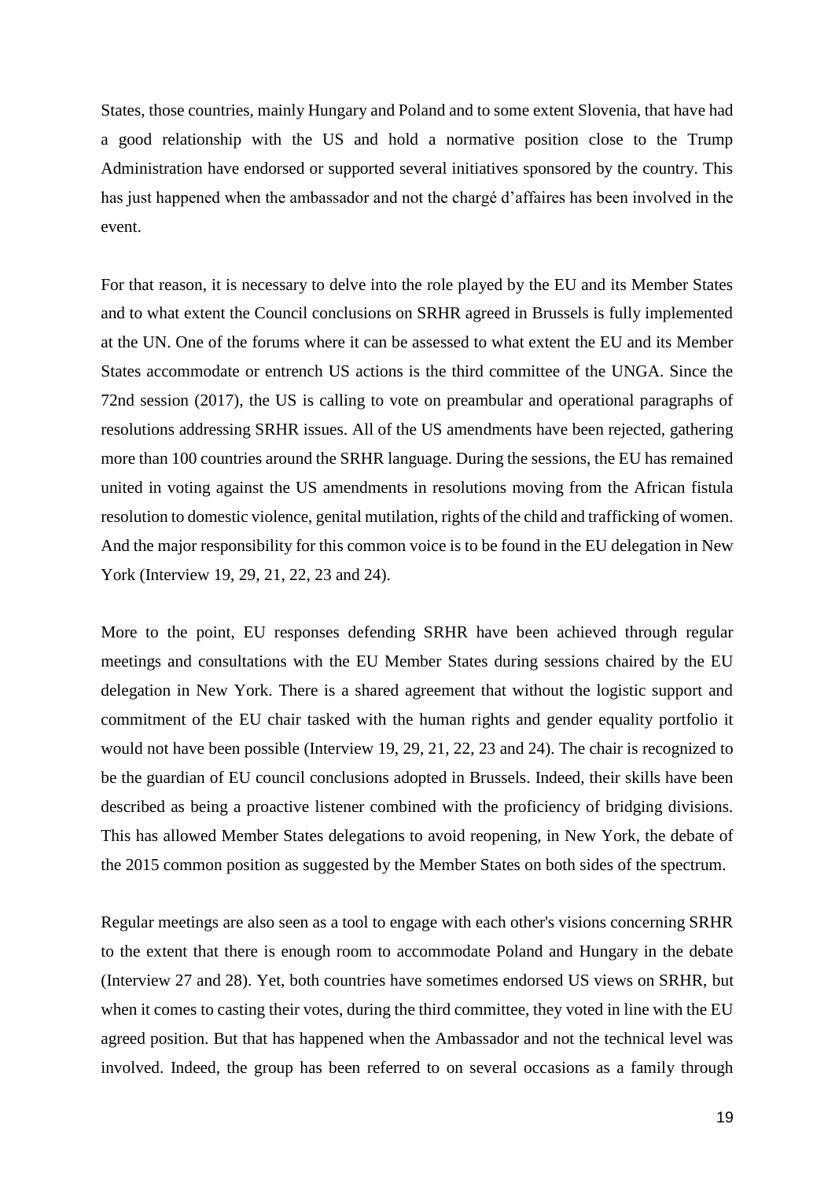States, those countries, mainly Hungary and Poland and to some extent Slovenia, that have had a good relationship with the US and hold a normative position close to the Trump Administration have endorsed or supported several initiatives sponsored by the country. This has just happened when the ambassador and not the chargé d'affaires has been involved in the event.

For that reason, it is necessary to delve into the role played by the EU and its Member States and to what extent the Council conclusions on SRHR agreed in Brussels is fully implemented at the UN. One of the forums where it can be assessed to what extent the EU and its Member States accommodate or entrench US actions is the third committee of the UNGA. Since the 72nd session (2017), the US is calling to vote on preambular and operational paragraphs of resolutions addressing SRHR issues. All of the US amendments have been rejected, gathering more than 100 countries around the SRHR language. During the sessions, the EU has remained united in voting against the US amendments in resolutions moving from the African fistula resolution to domestic violence, genital mutilation, rights of the child and trafficking of women. And the major responsibility for this common voice is to be found in the EU delegation in New York (Interview 19, 29, 21, 22, 23 and 24).

More to the point, EU responses defending SRHR have been achieved through regular meetings and consultations with the EU Member States during sessions chaired by the EU delegation in New York. There is a shared agreement that without the logistic support and commitment of the EU chair tasked with the human rights and gender equality portfolio it would not have been possible (Interview 19, 29, 21, 22, 23 and 24). The chair is recognized to be the guardian of EU council conclusions adopted in Brussels. Indeed, their skills have been described as being a proactive listener combined with the proficiency of bridging divisions. This has allowed Member States delegations to avoid reopening, in New York, the debate of the 2015 common position as suggested by the Member States on both sides of the spectrum.

Regular meetings are also seen as a tool to engage with each other's visions concerning SRHR to the extent that there is enough room to accommodate Poland and Hungary in the debate (Interview 27 and 28). Yet, both countries have sometimes endorsed US views on SRHR, but when it comes to casting their votes, during the third committee, they voted in line with the EU agreed position. But that has happened when the Ambassador and not the technical level was involved. Indeed, the group has been referred to on several occasions as a family through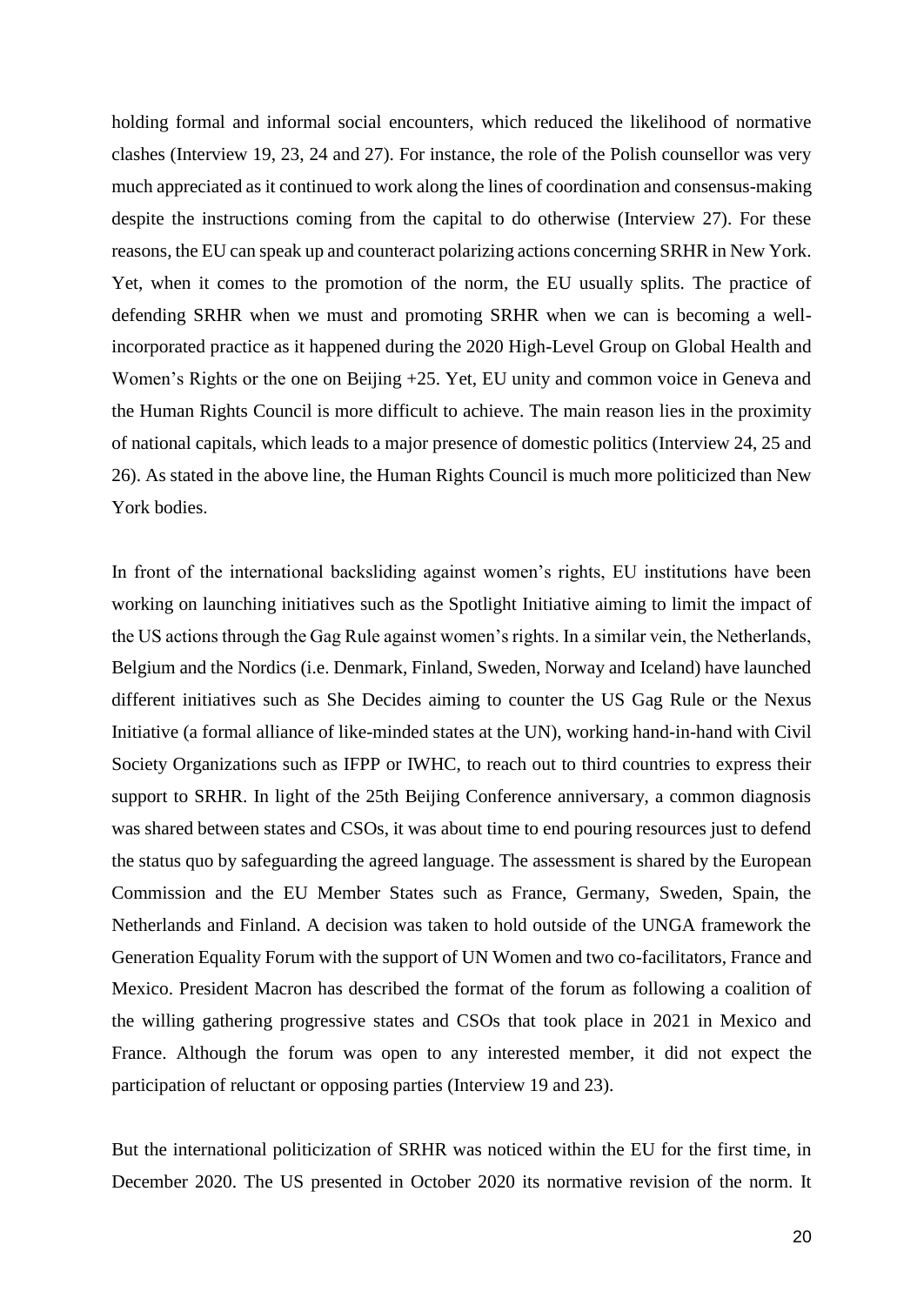holding formal and informal social encounters, which reduced the likelihood of normative clashes (Interview 19, 23, 24 and 27). For instance, the role of the Polish counsellor was very much appreciated as it continued to work along the lines of coordination and consensus-making despite the instructions coming from the capital to do otherwise (Interview 27). For these reasons, the EU can speak up and counteract polarizing actions concerning SRHR in New York. Yet, when it comes to the promotion of the norm, the EU usually splits. The practice of defending SRHR when we must and promoting SRHR when we can is becoming a well-incorporated practice as it happened during the 2020 High-Level Group on Global Health and Women's Rights or the one on Beijing +25. Yet, EU unity and common voice in Geneva and the Human Rights Council is more difficult to achieve. The main reason lies in the proximity of national capitals, which leads to a major presence of domestic politics (Interview 24, 25 and 26). As stated in the above line, the Human Rights Council is much more politicized than New York bodies.

In front of the international backsliding against women's rights, EU institutions have been working on launching initiatives such as the Spotlight Initiative aiming to limit the impact of the US actions through the Gag Rule against women's rights. In a similar vein, the Netherlands, Belgium and the Nordics (i.e. Denmark, Finland, Sweden, Norway and Iceland) have launched different initiatives such as She Decides aiming to counter the US Gag Rule or the Nexus Initiative (a formal alliance of like-minded states at the UN), working hand-in-hand with Civil Society Organizations such as IFPP or IWHC, to reach out to third countries to express their support to SRHR. In light of the 25th Beijing Conference anniversary, a common diagnosis was shared between states and CSOs, it was about time to end pouring resources just to defend the status quo by safeguarding the agreed language. The assessment is shared by the European Commission and the EU Member States such as France, Germany, Sweden, Spain, the Netherlands and Finland. A decision was taken to hold outside of the UNGA framework the Generation Equality Forum with the support of UN Women and two co-facilitators, France and Mexico. President Macron has described the format of the forum as following a coalition of the willing gathering progressive states and CSOs that took place in 2021 in Mexico and France. Although the forum was open to any interested member, it did not expect the participation of reluctant or opposing parties (Interview 19 and 23).

But the international politicization of SRHR was noticed within the EU for the first time, in December 2020. The US presented in October 2020 its normative revision of the norm. It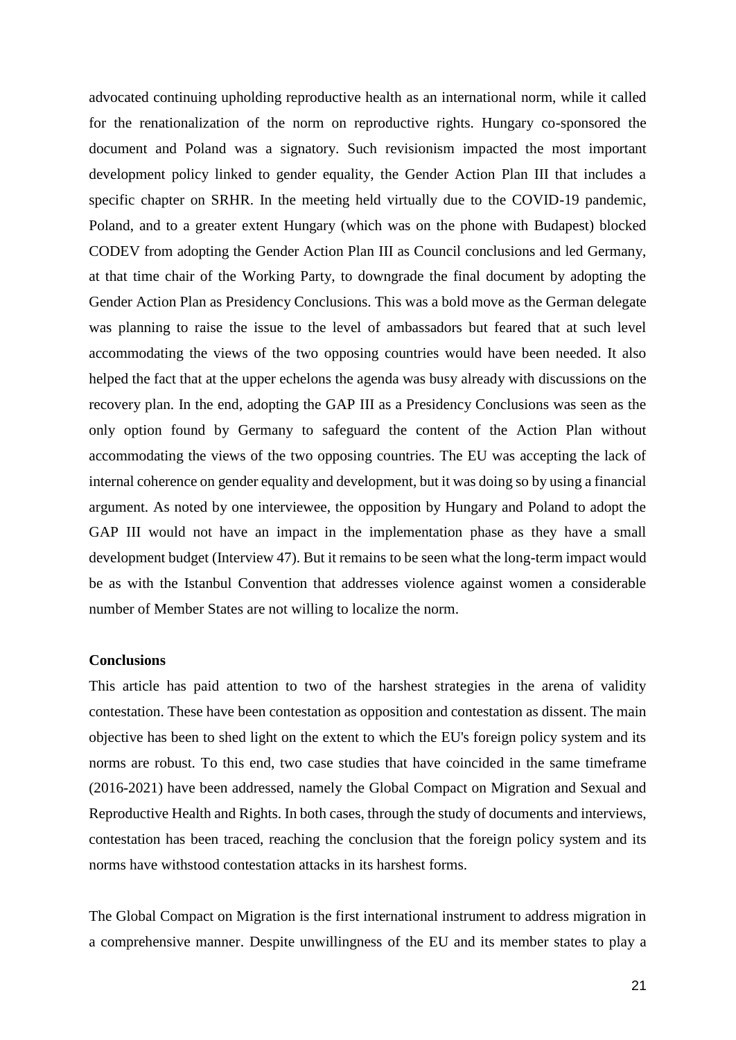advocated continuing upholding reproductive health as an international norm, while it called for the renationalization of the norm on reproductive rights. Hungary co-sponsored the document and Poland was a signatory. Such revisionism impacted the most important development policy linked to gender equality, the Gender Action Plan III that includes a specific chapter on SRHR. In the meeting held virtually due to the COVID-19 pandemic, Poland, and to a greater extent Hungary (which was on the phone with Budapest) blocked CODEV from adopting the Gender Action Plan III as Council conclusions and led Germany, at that time chair of the Working Party, to downgrade the final document by adopting the Gender Action Plan as Presidency Conclusions. This was a bold move as the German delegate was planning to raise the issue to the level of ambassadors but feared that at such level accommodating the views of the two opposing countries would have been needed. It also helped the fact that at the upper echelons the agenda was busy already with discussions on the recovery plan. In the end, adopting the GAP III as a Presidency Conclusions was seen as the only option found by Germany to safeguard the content of the Action Plan without accommodating the views of the two opposing countries. The EU was accepting the lack of internal coherence on gender equality and development, but it was doing so by using a financial argument. As noted by one interviewee, the opposition by Hungary and Poland to adopt the GAP III would not have an impact in the implementation phase as they have a small development budget (Interview 47). But it remains to be seen what the long-term impact would be as with the Istanbul Convention that addresses violence against women a considerable number of Member States are not willing to localize the norm.

## Conclusions

This article has paid attention to two of the harshest strategies in the arena of validity contestation. These have been contestation as opposition and contestation as dissent. The main objective has been to shed light on the extent to which the EU's foreign policy system and its norms are robust. To this end, two case studies that have coincided in the same timeframe (2016-2021) have been addressed, namely the Global Compact on Migration and Sexual and Reproductive Health and Rights. In both cases, through the study of documents and interviews, contestation has been traced, reaching the conclusion that the foreign policy system and its norms have withstood contestation attacks in its harshest forms.

The Global Compact on Migration is the first international instrument to address migration in a comprehensive manner. Despite unwillingness of the EU and its member states to play a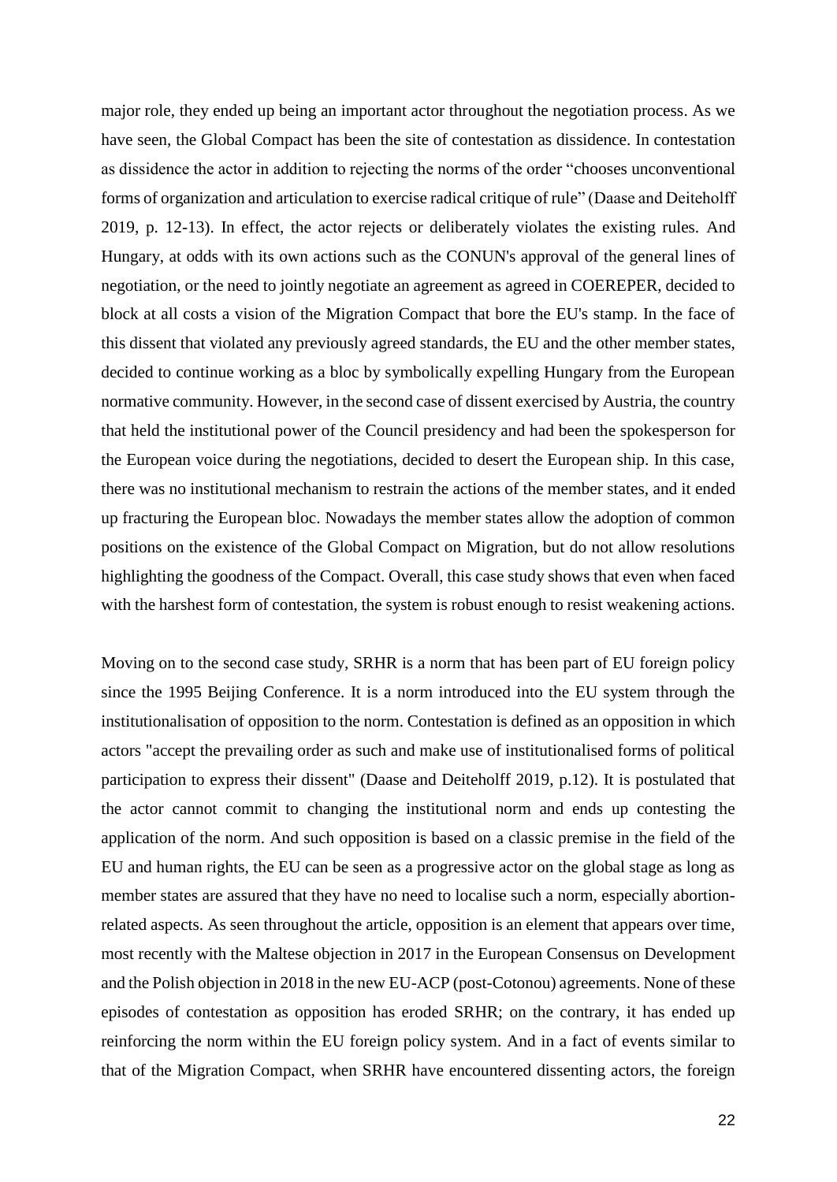major role, they ended up being an important actor throughout the negotiation process. As we have seen, the Global Compact has been the site of contestation as dissidence. In contestation as dissidence the actor in addition to rejecting the norms of the order "chooses unconventional forms of organization and articulation to exercise radical critique of rule" (Daase and Deiteholff 2019, p. 12-13). In effect, the actor rejects or deliberately violates the existing rules. And Hungary, at odds with its own actions such as the CONUN's approval of the general lines of negotiation, or the need to jointly negotiate an agreement as agreed in COEREPER, decided to block at all costs a vision of the Migration Compact that bore the EU's stamp. In the face of this dissent that violated any previously agreed standards, the EU and the other member states, decided to continue working as a bloc by symbolically expelling Hungary from the European normative community. However, in the second case of dissent exercised by Austria, the country that held the institutional power of the Council presidency and had been the spokesperson for the European voice during the negotiations, decided to desert the European ship. In this case, there was no institutional mechanism to restrain the actions of the member states, and it ended up fracturing the European bloc. Nowadays the member states allow the adoption of common positions on the existence of the Global Compact on Migration, but do not allow resolutions highlighting the goodness of the Compact. Overall, this case study shows that even when faced with the harshest form of contestation, the system is robust enough to resist weakening actions.

Moving on to the second case study, SRHR is a norm that has been part of EU foreign policy since the 1995 Beijing Conference. It is a norm introduced into the EU system through the institutionalisation of opposition to the norm. Contestation is defined as an opposition in which actors "accept the prevailing order as such and make use of institutionalised forms of political participation to express their dissent" (Daase and Deiteholff 2019, p.12). It is postulated that the actor cannot commit to changing the institutional norm and ends up contesting the application of the norm. And such opposition is based on a classic premise in the field of the EU and human rights, the EU can be seen as a progressive actor on the global stage as long as member states are assured that they have no need to localise such a norm, especially abortion-related aspects. As seen throughout the article, opposition is an element that appears over time, most recently with the Maltese objection in 2017 in the European Consensus on Development and the Polish objection in 2018 in the new EU-ACP (post-Cotonou) agreements. None of these episodes of contestation as opposition has eroded SRHR; on the contrary, it has ended up reinforcing the norm within the EU foreign policy system. And in a fact of events similar to that of the Migration Compact, when SRHR have encountered dissenting actors, the foreign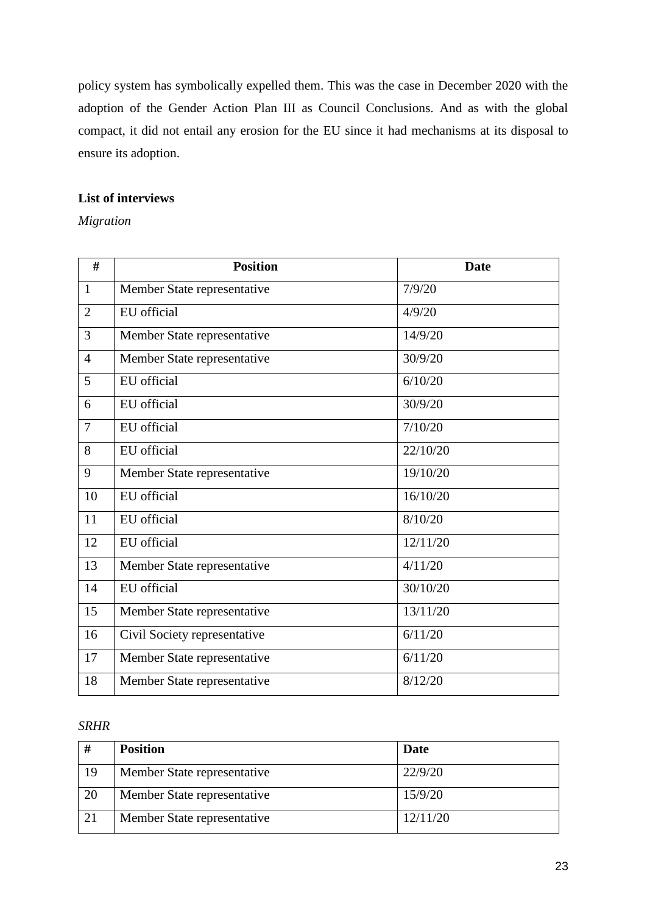policy system has symbolically expelled them. This was the case in December 2020 with the adoption of the Gender Action Plan III as Council Conclusions. And as with the global compact, it did not entail any erosion for the EU since it had mechanisms at its disposal to ensure its adoption.

**List of interviews**

*Migration*

| # | Position | Date |
|---|---|---|
| 1 | Member State representative | 7/9/20 |
| 2 | EU official | 4/9/20 |
| 3 | Member State representative | 14/9/20 |
| 4 | Member State representative | 30/9/20 |
| 5 | EU official | 6/10/20 |
| 6 | EU official | 30/9/20 |
| 7 | EU official | 7/10/20 |
| 8 | EU official | 22/10/20 |
| 9 | Member State representative | 19/10/20 |
| 10 | EU official | 16/10/20 |
| 11 | EU official | 8/10/20 |
| 12 | EU official | 12/11/20 |
| 13 | Member State representative | 4/11/20 |
| 14 | EU official | 30/10/20 |
| 15 | Member State representative | 13/11/20 |
| 16 | Civil Society representative | 6/11/20 |
| 17 | Member State representative | 6/11/20 |
| 18 | Member State representative | 8/12/20 |

*SRHR*

| # | Position | Date |
|---|---|---|
| 19 | Member State representative | 22/9/20 |
| 20 | Member State representative | 15/9/20 |
| 21 | Member State representative | 12/11/20 |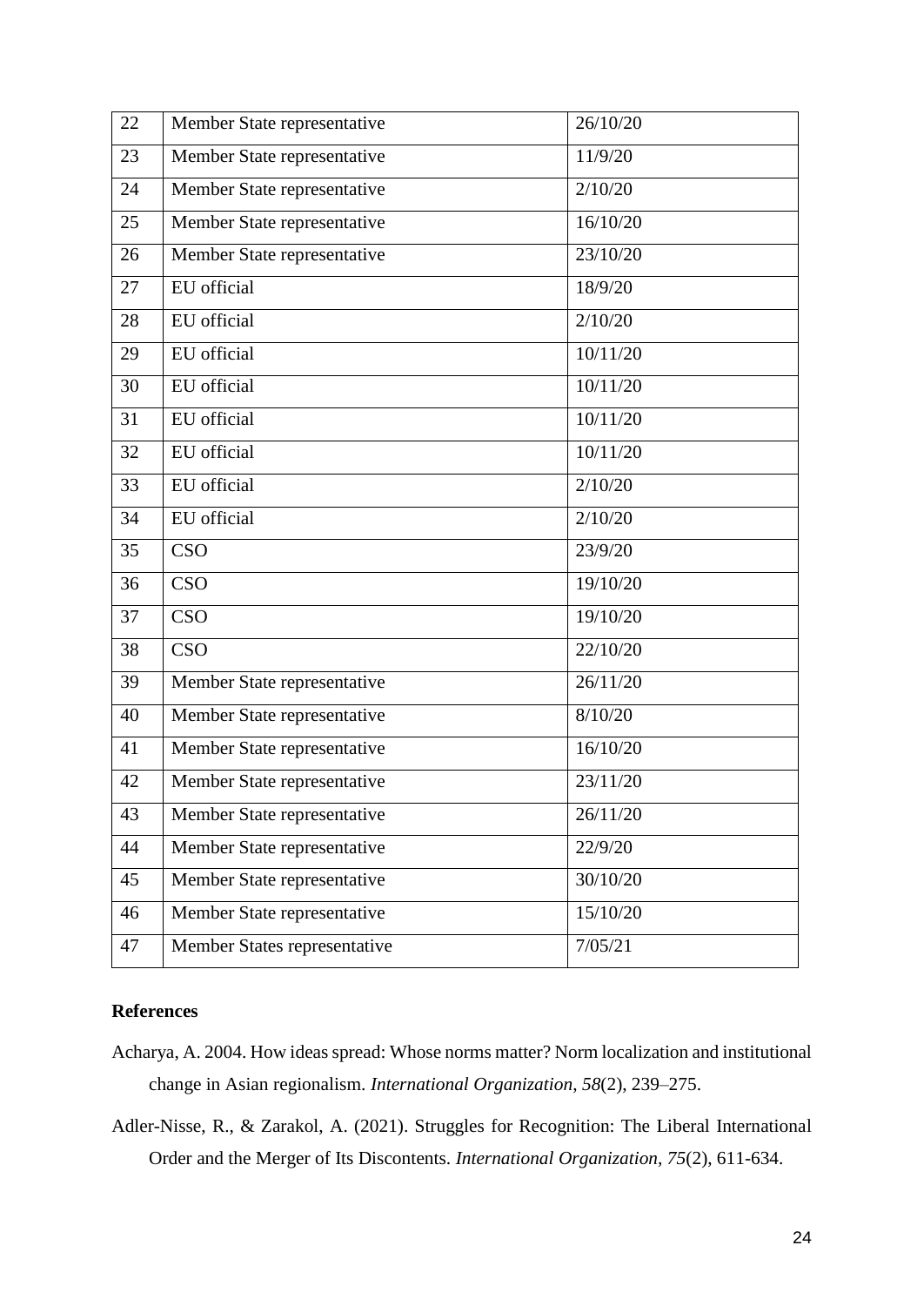| 22 | Member State representative | 26/10/20 |
|---|---|---|
| 23 | Member State representative | 11/9/20 |
| 24 | Member State representative | 2/10/20 |
| 25 | Member State representative | 16/10/20 |
| 26 | Member State representative | 23/10/20 |
| 27 | EU official | 18/9/20 |
| 28 | EU official | 2/10/20 |
| 29 | EU official | 10/11/20 |
| 30 | EU official | 10/11/20 |
| 31 | EU official | 10/11/20 |
| 32 | EU official | 10/11/20 |
| 33 | EU official | 2/10/20 |
| 34 | EU official | 2/10/20 |
| 35 | CSO | 23/9/20 |
| 36 | CSO | 19/10/20 |
| 37 | CSO | 19/10/20 |
| 38 | CSO | 22/10/20 |
| 39 | Member State representative | 26/11/20 |
| 40 | Member State representative | 8/10/20 |
| 41 | Member State representative | 16/10/20 |
| 42 | Member State representative | 23/11/20 |
| 43 | Member State representative | 26/11/20 |
| 44 | Member State representative | 22/9/20 |
| 45 | Member State representative | 30/10/20 |
| 46 | Member State representative | 15/10/20 |
| 47 | Member States representative | 7/05/21 |

## References

Acharya, A. 2004. How ideas spread: Whose norms matter? Norm localization and institutional change in Asian regionalism. *International Organization*, *58*(2), 239–275.

Adler-Nisse, R., & Zarakol, A. (2021). Struggles for Recognition: The Liberal International Order and the Merger of Its Discontents. *International Organization, 75*(2), 611-634.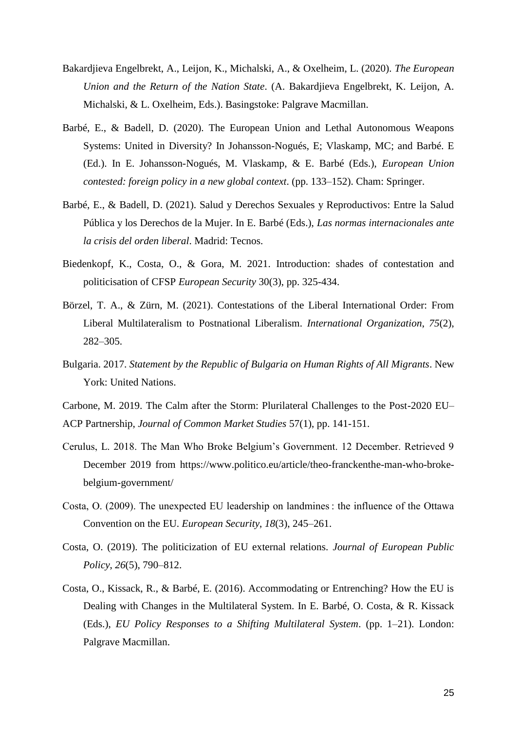Bakardjieva Engelbrekt, A., Leijon, K., Michalski, A., & Oxelheim, L. (2020). *The European Union and the Return of the Nation State*. (A. Bakardjieva Engelbrekt, K. Leijon, A. Michalski, & L. Oxelheim, Eds.). Basingstoke: Palgrave Macmillan.

Barbé, E., & Badell, D. (2020). The European Union and Lethal Autonomous Weapons Systems: United in Diversity? In Johansson-Nogués, E; Vlaskamp, MC; and Barbé. E (Ed.). In E. Johansson-Nogués, M. Vlaskamp, & E. Barbé (Eds.), *European Union contested: foreign policy in a new global context*. (pp. 133–152). Cham: Springer.

Barbé, E., & Badell, D. (2021). Salud y Derechos Sexuales y Reproductivos: Entre la Salud Pública y los Derechos de la Mujer. In E. Barbé (Eds.), *Las normas internacionales ante la crisis del orden liberal*. Madrid: Tecnos.

Biedenkopf, K., Costa, O., & Gora, M. 2021. Introduction: shades of contestation and politicisation of CFSP *European Security* 30(3), pp. 325-434.

Börzel, T. A., & Zürn, M. (2021). Contestations of the Liberal International Order: From Liberal Multilateralism to Postnational Liberalism. *International Organization*, *75*(2), 282–305.

Bulgaria. 2017. *Statement by the Republic of Bulgaria on Human Rights of All Migrants*. New York: United Nations.

Carbone, M. 2019. The Calm after the Storm: Plurilateral Challenges to the Post-2020 EU–ACP Partnership, *Journal of Common Market Studies* 57(1), pp. 141-151.

Cerulus, L. 2018. The Man Who Broke Belgium's Government. 12 December. Retrieved 9 December 2019 from https://www.politico.eu/article/theo-franckenthe-man-who-broke-belgium-government/

Costa, O. (2009). The unexpected EU leadership on landmines : the influence of the Ottawa Convention on the EU. *European Security*, *18*(3), 245–261.

Costa, O. (2019). The politicization of EU external relations. *Journal of European Public Policy*, *26*(5), 790–812.

Costa, O., Kissack, R., & Barbé, E. (2016). Accommodating or Entrenching? How the EU is Dealing with Changes in the Multilateral System. In E. Barbé, O. Costa, & R. Kissack (Eds.), *EU Policy Responses to a Shifting Multilateral System*. (pp. 1–21). London: Palgrave Macmillan.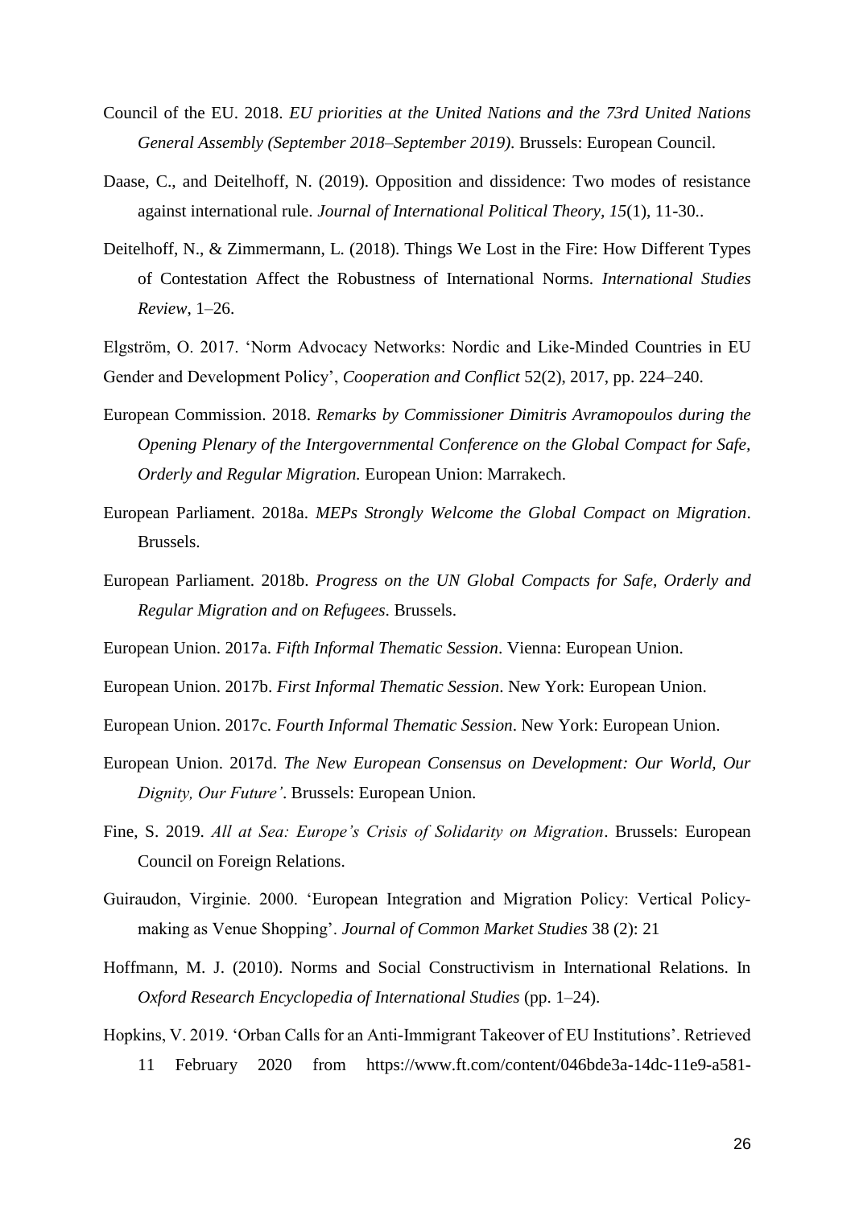Council of the EU. 2018. *EU priorities at the United Nations and the 73rd United Nations General Assembly (September 2018–September 2019)*. Brussels: European Council.

Daase, C., and Deitelhoff, N. (2019). Opposition and dissidence: Two modes of resistance against international rule. *Journal of International Political Theory*, *15*(1), 11-30..

Deitelhoff, N., & Zimmermann, L. (2018). Things We Lost in the Fire: How Different Types of Contestation Affect the Robustness of International Norms. *International Studies Review*, 1–26.

Elgström, O. 2017. 'Norm Advocacy Networks: Nordic and Like-Minded Countries in EU Gender and Development Policy', *Cooperation and Conflict* 52(2), 2017, pp. 224–240.

European Commission. 2018. *Remarks by Commissioner Dimitris Avramopoulos during the Opening Plenary of the Intergovernmental Conference on the Global Compact for Safe, Orderly and Regular Migration.* European Union: Marrakech.

European Parliament. 2018a. *MEPs Strongly Welcome the Global Compact on Migration*. Brussels.

European Parliament. 2018b. *Progress on the UN Global Compacts for Safe, Orderly and Regular Migration and on Refugees*. Brussels.

European Union. 2017a. *Fifth Informal Thematic Session*. Vienna: European Union.

European Union. 2017b. *First Informal Thematic Session*. New York: European Union.

European Union. 2017c. *Fourth Informal Thematic Session*. New York: European Union.

European Union. 2017d. *The New European Consensus on Development: Our World, Our Dignity, Our Future'*. Brussels: European Union.

Fine, S. 2019. *All at Sea: Europe's Crisis of Solidarity on Migration*. Brussels: European Council on Foreign Relations.

Guiraudon, Virginie. 2000. 'European Integration and Migration Policy: Vertical Policy-making as Venue Shopping'. *Journal of Common Market Studies* 38 (2): 21

Hoffmann, M. J. (2010). Norms and Social Constructivism in International Relations. In *Oxford Research Encyclopedia of International Studies* (pp. 1–24).

Hopkins, V. 2019. 'Orban Calls for an Anti-Immigrant Takeover of EU Institutions'. Retrieved 11 February 2020 from https://www.ft.com/content/046bde3a-14dc-11e9-a581-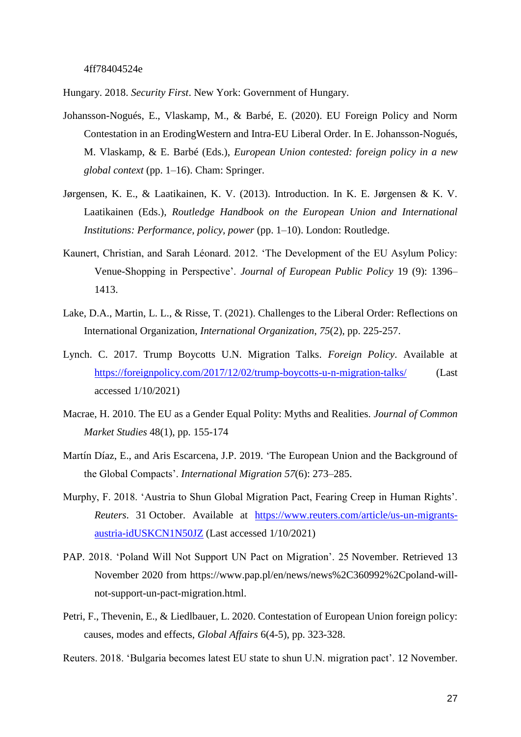4ff78404524e

Hungary. 2018. *Security First*. New York: Government of Hungary.

Johansson-Nogués, E., Vlaskamp, M., & Barbé, E. (2020). EU Foreign Policy and Norm Contestation in an ErodingWestern and Intra-EU Liberal Order. In E. Johansson-Nogués, M. Vlaskamp, & E. Barbé (Eds.), *European Union contested: foreign policy in a new global context* (pp. 1–16). Cham: Springer.

Jørgensen, K. E., & Laatikainen, K. V. (2013). Introduction. In K. E. Jørgensen & K. V. Laatikainen (Eds.), *Routledge Handbook on the European Union and International Institutions: Performance, policy, power* (pp. 1–10). London: Routledge.

Kaunert, Christian, and Sarah Léonard. 2012. 'The Development of the EU Asylum Policy: Venue-Shopping in Perspective'. *Journal of European Public Policy* 19 (9): 1396–1413.

Lake, D.A., Martin, L. L., & Risse, T. (2021). Challenges to the Liberal Order: Reflections on International Organization, *International Organization*, *75*(2), pp. 225-257.

Lynch. C. 2017. Trump Boycotts U.N. Migration Talks. *Foreign Policy*. Available at https://foreignpolicy.com/2017/12/02/trump-boycotts-u-n-migration-talks/ (Last accessed 1/10/2021)

Macrae, H. 2010. The EU as a Gender Equal Polity: Myths and Realities. *Journal of Common Market Studies* 48(1), pp. 155-174

Martín Díaz, E., and Aris Escarcena, J.P. 2019. 'The European Union and the Background of the Global Compacts'. *International Migration 57*(6): 273–285.

Murphy, F. 2018. 'Austria to Shun Global Migration Pact, Fearing Creep in Human Rights'. *Reuters*. 31 October. Available at https://www.reuters.com/article/us-un-migrants-austria-idUSKCN1N50JZ (Last accessed 1/10/2021)

PAP. 2018. 'Poland Will Not Support UN Pact on Migration'. 25 November. Retrieved 13 November 2020 from https://www.pap.pl/en/news/news%2C360992%2Cpoland-will-not-support-un-pact-migration.html.

Petri, F., Thevenin, E., & Liedlbauer, L. 2020. Contestation of European Union foreign policy: causes, modes and effects, *Global Affairs* 6(4-5), pp. 323-328.

Reuters. 2018. 'Bulgaria becomes latest EU state to shun U.N. migration pact'. 12 November.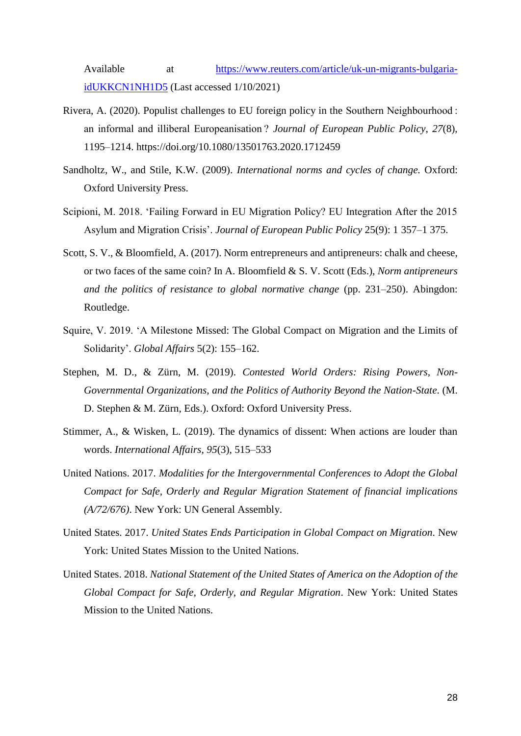Available at https://www.reuters.com/article/uk-un-migrants-bulgaria-idUKKCN1NH1D5 (Last accessed 1/10/2021)

Rivera, A. (2020). Populist challenges to EU foreign policy in the Southern Neighbourhood : an informal and illiberal Europeanisation ? *Journal of European Public Policy*, *27*(8), 1195–1214. https://doi.org/10.1080/13501763.2020.1712459

Sandholtz, W., and Stile, K.W. (2009). *International norms and cycles of change.* Oxford: Oxford University Press.

Scipioni, M. 2018. 'Failing Forward in EU Migration Policy? EU Integration After the 2015 Asylum and Migration Crisis'. *Journal of European Public Policy* 25(9): 1 357–1 375.

Scott, S. V., & Bloomfield, A. (2017). Norm entrepreneurs and antipreneurs: chalk and cheese, or two faces of the same coin? In A. Bloomfield & S. V. Scott (Eds.), *Norm antipreneurs and the politics of resistance to global normative change* (pp. 231–250). Abingdon: Routledge.

Squire, V. 2019. 'A Milestone Missed: The Global Compact on Migration and the Limits of Solidarity'. *Global Affairs* 5(2): 155–162.

Stephen, M. D., & Zürn, M. (2019). *Contested World Orders: Rising Powers, Non-Governmental Organizations, and the Politics of Authority Beyond the Nation-State*. (M. D. Stephen & M. Zürn, Eds.). Oxford: Oxford University Press.

Stimmer, A., & Wisken, L. (2019). The dynamics of dissent: When actions are louder than words. *International Affairs*, *95*(3), 515–533

United Nations. 2017. *Modalities for the Intergovernmental Conferences to Adopt the Global Compact for Safe, Orderly and Regular Migration Statement of financial implications (A/72/676)*. New York: UN General Assembly.

United States. 2017. *United States Ends Participation in Global Compact on Migration*. New York: United States Mission to the United Nations.

United States. 2018. *National Statement of the United States of America on the Adoption of the Global Compact for Safe, Orderly, and Regular Migration*. New York: United States Mission to the United Nations.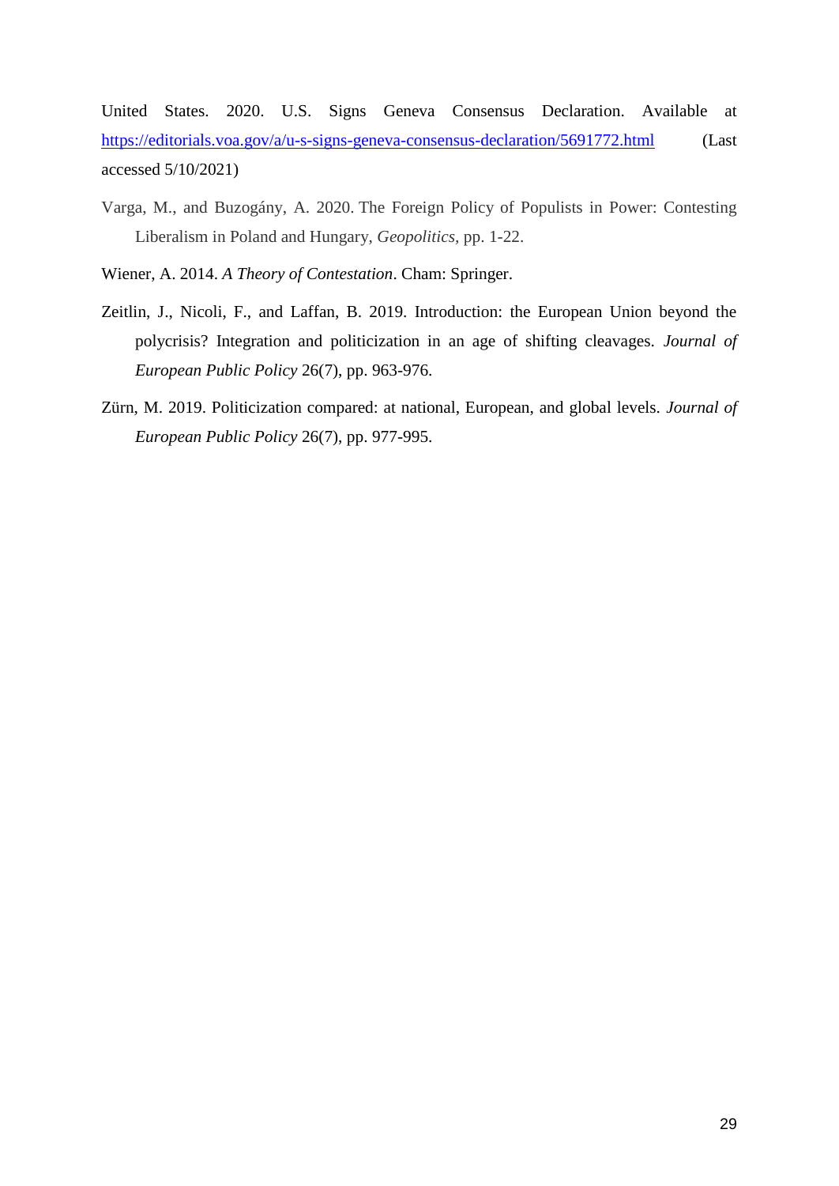United States. 2020. U.S. Signs Geneva Consensus Declaration. Available at https://editorials.voa.gov/a/u-s-signs-geneva-consensus-declaration/5691772.html (Last accessed 5/10/2021)

Varga, M., and Buzogány, A. 2020. The Foreign Policy of Populists in Power: Contesting Liberalism in Poland and Hungary, *Geopolitics*, pp. 1-22.

Wiener, A. 2014. *A Theory of Contestation*. Cham: Springer.

Zeitlin, J., Nicoli, F., and Laffan, B. 2019. Introduction: the European Union beyond the polycrisis? Integration and politicization in an age of shifting cleavages. *Journal of European Public Policy* 26(7), pp. 963-976.

Zürn, M. 2019. Politicization compared: at national, European, and global levels. *Journal of European Public Policy* 26(7), pp. 977-995.